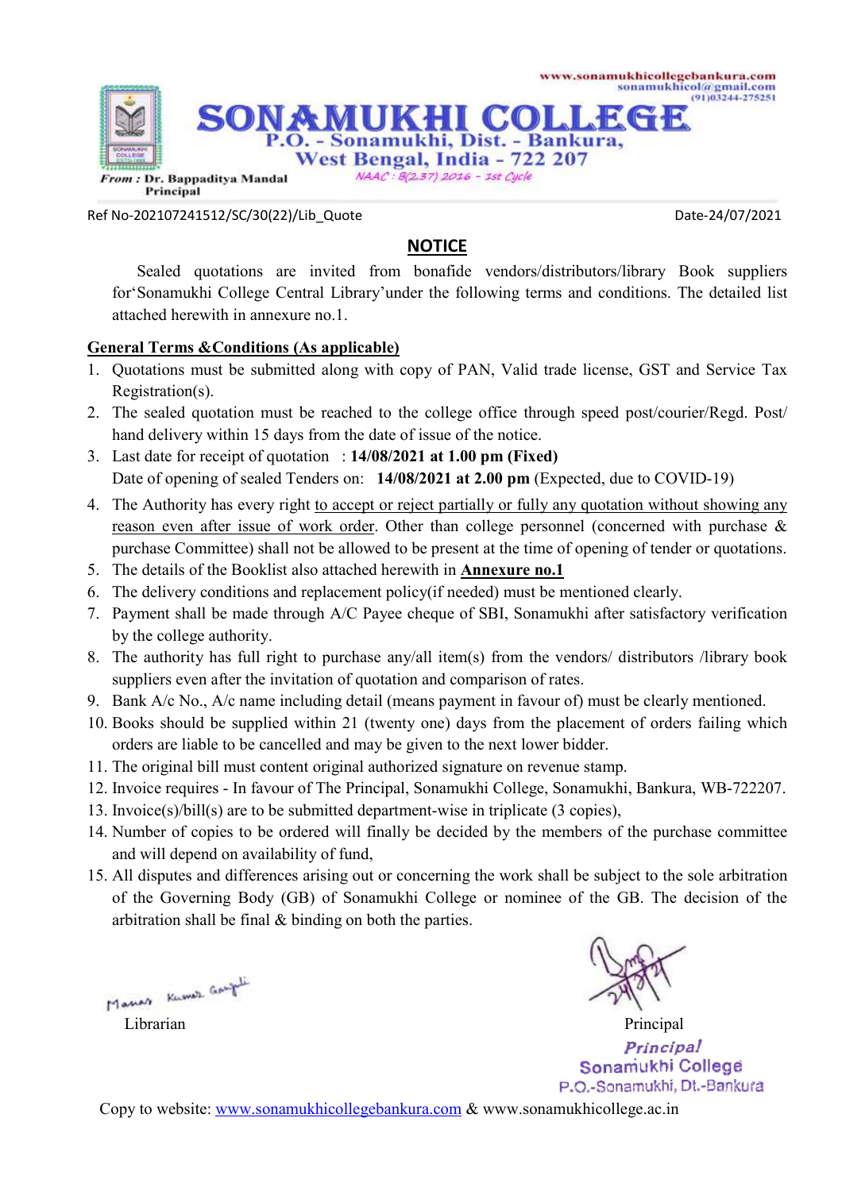www.sonamukhicollegebankura.com
sonamukhicol@gmail.com
(91)03244-275251

# SONAMUKHI COLLEGE

P.O. - Sonamukhi, Dist. - Bankura,
West Bengal, India - 722 207

*From :* **Dr. Bappaditya Mandal**
**Principal**

*NAAC : B(2.37) 2016 - 1st Cycle*

Ref No-202107241512/SC/30(22)/Lib_Quote

Date-24/07/2021

## NOTICE

Sealed quotations are invited from bonafide vendors/distributors/library Book suppliers for'Sonamukhi College Central Library'under the following terms and conditions. The detailed list attached herewith in annexure no.1.

**General Terms &Conditions (As applicable)**

1. Quotations must be submitted along with copy of PAN, Valid trade license, GST and Service Tax Registration(s).
2. The sealed quotation must be reached to the college office through speed post/courier/Regd. Post/ hand delivery within 15 days from the date of issue of the notice.
3. Last date for receipt of quotation : **14/08/2021 at 1.00 pm (Fixed)**
   Date of opening of sealed Tenders on: **14/08/2021 at 2.00 pm** (Expected, due to COVID-19)
4. The Authority has every right to accept or reject partially or fully any quotation without showing any reason even after issue of work order. Other than college personnel (concerned with purchase & purchase Committee) shall not be allowed to be present at the time of opening of tender or quotations.
5. The details of the Booklist also attached herewith in **Annexure no.1**
6. The delivery conditions and replacement policy(if needed) must be mentioned clearly.
7. Payment shall be made through A/C Payee cheque of SBI, Sonamukhi after satisfactory verification by the college authority.
8. The authority has full right to purchase any/all item(s) from the vendors/ distributors /library book suppliers even after the invitation of quotation and comparison of rates.
9. Bank A/c No., A/c name including detail (means payment in favour of) must be clearly mentioned.
10. Books should be supplied within 21 (twenty one) days from the placement of orders failing which orders are liable to be cancelled and may be given to the next lower bidder.
11. The original bill must content original authorized signature on revenue stamp.
12. Invoice requires - In favour of The Principal, Sonamukhi College, Sonamukhi, Bankura, WB-722207.
13. Invoice(s)/bill(s) are to be submitted department-wise in triplicate (3 copies),
14. Number of copies to be ordered will finally be decided by the members of the purchase committee and will depend on availability of fund,
15. All disputes and differences arising out or concerning the work shall be subject to the sole arbitration of the Governing Body (GB) of Sonamukhi College or nominee of the GB. The decision of the arbitration shall be final & binding on both the parties.

Manas Kumar Ganguli
Librarian

24/7/21
Principal
*Principal*
Sonamukhi College
P.O.-Sonamukhi, Dt.-Bankura

Copy to website: www.sonamukhicollegebankura.com & www.sonamukhicollege.ac.in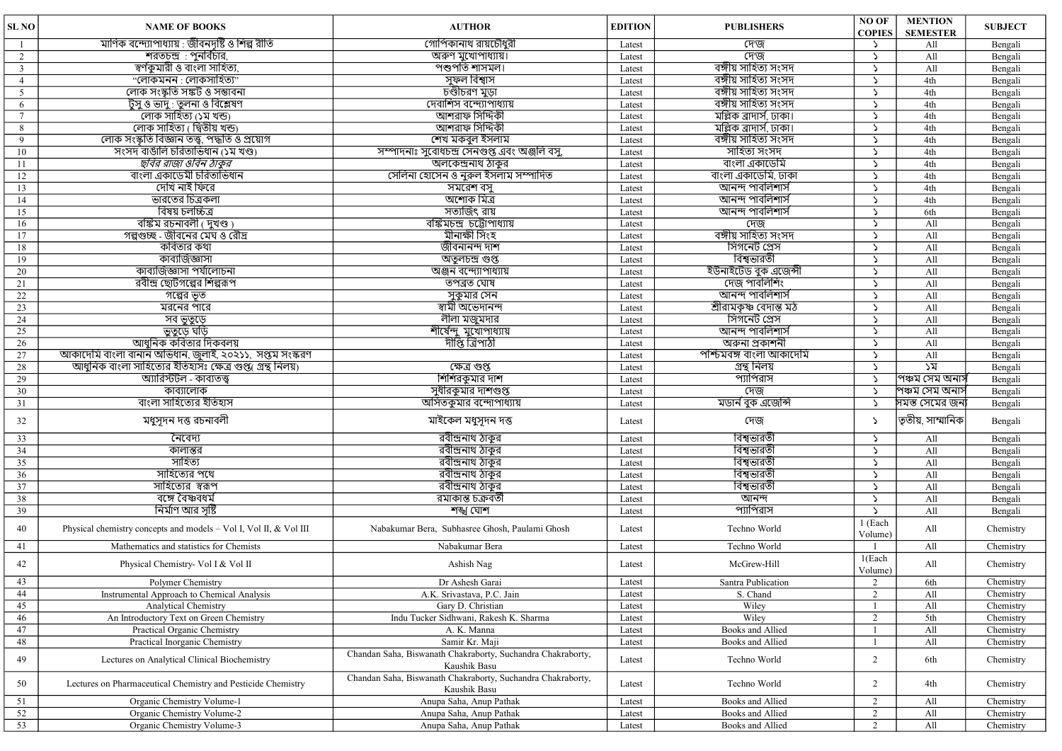| SL NO | NAME OF BOOKS | AUTHOR | EDITION | PUBLISHERS | NO OF COPIES | MENTION SEMESTER | SUBJECT |
|---|---|---|---|---|---|---|---|
| 1 | মাণিক বন্দ্যোপাধ্যায় : জীবনদৃষ্টি ও শিল্প রীতি | গোপিকানাথ রায়চৌধুরী | Latest | দে'জ | ১ | All | Bengali |
| 2 | শরতচন্দ্র : পুনর্বিচার, | অরুণ মুখোপাধ্যায়। | Latest | দে'জ | ১ | All | Bengali |
| 3 | স্বর্ণকুমারী ও বাংলা সাহিত্য, | পশুপতি শাসমল। | Latest | বঙ্গীয় সাহিত্য সংসদ | ১ | All | Bengali |
| 4 | "লোকমনন : লোকসাহিত্য" | সুফল বিশ্বাস | Latest | বঙ্গীয় সাহিত্য সংসদ | ১ | 4th | Bengali |
| 5 | লোক সংস্কৃতি সঙ্কট ও সম্ভাবনা | চণ্ডীচরণ মুড়া | Latest | বঙ্গীয় সাহিত্য সংসদ | ১ | 4th | Bengali |
| 6 | টুসু ও ভাদু : তুলনা ও বিশ্লেষণ | দেবাশিস বন্দ্যোপাধ্যায় | Latest | বঙ্গীয় সাহিত্য সংসদ | ১ | 4th | Bengali |
| 7 | লোক সাহিত্য (১ম খন্ড) | আশরাফ সিদ্দিকী | Latest | মল্লিক ব্রাদার্স, ঢাকা। | ১ | 4th | Bengali |
| 8 | লোক সাহিত্য ( দ্বিতীয় খন্ড) | আশরাফ সিদ্দিকী | Latest | মল্লিক ব্রাদার্স, ঢাকা। | ১ | 4th | Bengali |
| 9 | লোক সংস্কৃতি বিজ্ঞান তত্ত্ব, পদ্ধতি ও প্রয়োগ | শেখ মকবুল ইসলাম | Latest | বঙ্গীয় সাহিত্য সংসদ | ১ | 4th | Bengali |
| 10 | সংসদ বাঙালি চরিতাভিধান (১ম খণ্ড) | সম্পাদনাঃ সুবোধচন্দ্র সেনগুপ্ত এবং অঞ্জলি বসু, | Latest | সাহিত্য সংসদ | ১ | 4th | Bengali |
| 11 | *ছবির রাজা ওবিন ঠাকুর* | অলকেন্দ্রনাথ ঠাকুর | Latest | বাংলা একাডেমি | ১ | 4th | Bengali |
| 12 | বাংলা একাডেমী চরিতাভিধান | সেলিনা হোসেন ও নুরুল ইসলাম সম্পাদিত | Latest | বাংলা একাডেমি, ঢাকা | ১ | 4th | Bengali |
| 13 | দেখি নাই ফিরে | সমরেশ বসু | Latest | আনন্দ পাবলিশার্স | ১ | 4th | Bengali |
| 14 | ভারতের চিত্রকলা | অশোক মিত্র | Latest | আনন্দ পাবলিশার্স | ১ | 4th | Bengali |
| 15 | বিষয় চলচ্চিত্র | সত্যজিৎ রায় | Latest | আনন্দ পাবলিশার্স | ১ | 6th | Bengali |
| 16 | বঙ্কিম রচনাবলী ( দুখণ্ড ) | বঙ্কিমচন্দ্র চট্টোপাধ্যায় | Latest | দেজ | ১ | All | Bengali |
| 17 | গল্পগুচ্ছ - জীবনের মেঘ ও রৌদ্র | মীনাক্ষী সিংহ | Latest | বঙ্গীয় সাহিত্য সংসদ | ১ | All | Bengali |
| 18 | কবিতার কথা | জীবনানন্দ দাশ | Latest | সিগনেট প্রেস | ১ | All | Bengali |
| 19 | কাব্যজিজ্ঞাসা | অতুলচন্দ্র গুপ্ত | Latest | বিশ্বভারতী | ১ | All | Bengali |
| 20 | কাব্যজিজ্ঞাসা পর্যালোচনা | অঞ্জন বন্দ্যোপাধ্যায় | Latest | ইউনাইটেড বুক এজেন্সী | ১ | All | Bengali |
| 21 | রবীন্দ্র ছোটগল্পের শিল্পরূপ | তপব্রত ঘোষ | Latest | দেজ পাবলিশিং | ১ | All | Bengali |
| 22 | গল্পের ভূত | সুকুমার সেন | Latest | আনন্দ পাবলিশার্স | ১ | All | Bengali |
| 23 | মরনের পারে | স্বামী অভেদানন্দ | Latest | শ্রীরামকৃষ্ণ বেদান্ত মঠ | ১ | All | Bengali |
| 24 | সব ভুতুড়ে | লীলা মজুমদার | Latest | সিগনেট প্রেস | ১ | All | Bengali |
| 25 | ভুতুড়ে ঘাড়ি | শীর্ষেন্দু মুখোপাধ্যায় | Latest | আনন্দ পাবলিশার্স | ১ | All | Bengali |
| 26 | আধুনিক কবিতার দিকবলয় | দীপ্তি ত্রিপাঠী | Latest | অরুনা প্রকাশনী | ১ | All | Bengali |
| 27 | আকাদেমি বাংলা বানান অভিধান, জুলাই, ২০২১১, সপ্তম সংস্করণ | | Latest | পশ্চিমবঙ্গ বাংলা আকাদেমি | ১ | All | Bengali |
| 28 | আধুনিক বাংলা সাহিত্যের ইতিহাসঃ ক্ষেত্র গুপ্ত( গ্রন্থ নিলয়) | ক্ষেত্র গুপ্ত | Latest | গ্রন্থ নিলয় | ১ | ১ম | Bengali |
| 29 | অ্যারিস্টটল - কাব্যতত্ত্ব | শিশিরকুমার দাশ | Latest | প্যাপিরাস | ১ | পঞ্চম সেম অনার্স | Bengali |
| 30 | কাব্যালোক | সুধীরকুমার দাশগুপ্ত | Latest | দেজ | ১ | পঞ্চম সেম অনার্স | Bengali |
| 31 | বাংলা সাহিত্যের ইতিহাস | অসিতকুমার বন্দোপাধ্যায় | Latest | মডার্ন বুক এজেন্সি | ১ | সমস্ত সেমের জন্য | Bengali |
| 32 | মধুসূদন দত্ত রচনাবলী | মাইকেল মধুসূদন দত্ত | Latest | দেজ | ১ | তৃতীয়, সাম্মানিক | Bengali |
| 33 | নৈবেদ্য | রবীন্দ্রনাথ ঠাকুর | Latest | বিশ্বভারতী | ১ | All | Bengali |
| 34 | কালান্তর | রবীন্দ্রনাথ ঠাকুর | Latest | বিশ্বভারতী | ১ | All | Bengali |
| 35 | সাহিত্য | রবীন্দ্রনাথ ঠাকুর | Latest | বিশ্বভারতী | ১ | All | Bengali |
| 36 | সাহিত্যের পথে | রবীন্দ্রনাথ ঠাকুর | Latest | বিশ্বভারতী | ১ | All | Bengali |
| 37 | সাহিত্যের স্বরূপ | রবীন্দ্রনাথ ঠাকুর | Latest | বিশ্বভারতী | ১ | All | Bengali |
| 38 | বঙ্গে বৈষ্ণবধর্ম | রমাকান্ত চক্রবর্তী | Latest | আনন্দ | ১ | All | Bengali |
| 39 | নির্মাণ আর সৃষ্টি | শঙ্খ ঘোশ | Latest | প্যাপিরাস | ১ | All | Bengali |
| 40 | Physical chemistry concepts and models – Vol I, Vol II, & Vol III | Nabakumar Bera, Subhasree Ghosh, Paulami Ghosh | Latest | Techno World | 1 (Each Volume) | All | Chemistry |
| 41 | Mathematics and statistics for Chemists | Nabakumar Bera | Latest | Techno World | 1 | All | Chemistry |
| 42 | Physical Chemistry- Vol I & Vol II | Ashish Nag | Latest | McGrew-Hill | 1(Each Volume) | All | Chemistry |
| 43 | Polymer Chemistry | Dr Ashesh Garai | Latest | Santra Publication | 2 | 6th | Chemistry |
| 44 | Instrumental Approach to Chemical Analysis | A.K. Srivastava, P.C. Jain | Latest | S. Chand | 2 | All | Chemistry |
| 45 | Analytical Chemistry | Gary D. Christian | Latest | Wiley | 1 | All | Chemistry |
| 46 | An Introductory Text on Green Chemistry | Indu Tucker Sidhwani, Rakesh K. Sharma | Latest | Wiley | 2 | 5th | Chemistry |
| 47 | Practical Organic Chemistry | A. K. Manna | Latest | Books and Allied | 1 | All | Chemistry |
| 48 | Practical Inorganic Chemistry | Samir Kr. Maji | Latest | Books and Allied | 1 | All | Chemistry |
| 49 | Lectures on Analytical Clinical Biochemistry | Chandan Saha, Biswanath Chakraborty, Suchandra Chakraborty, Kaushik Basu | Latest | Techno World | 2 | 6th | Chemistry |
| 50 | Lectures on Pharmaceutical Chemistry and Pesticide Chemistry | Chandan Saha, Biswanath Chakraborty, Suchandra Chakraborty, Kaushik Basu | Latest | Techno World | 2 | 4th | Chemistry |
| 51 | Organic Chemistry Volume-1 | Anupa Saha, Anup Pathak | Latest | Books and Allied | 2 | All | Chemistry |
| 52 | Organic Chemistry Volume-2 | Anupa Saha, Anup Pathak | Latest | Books and Allied | 2 | All | Chemistry |
| 53 | Organic Chemistry Volume-3 | Anupa Saha, Anup Pathak | Latest | Books and Allied | 2 | All | Chemistry |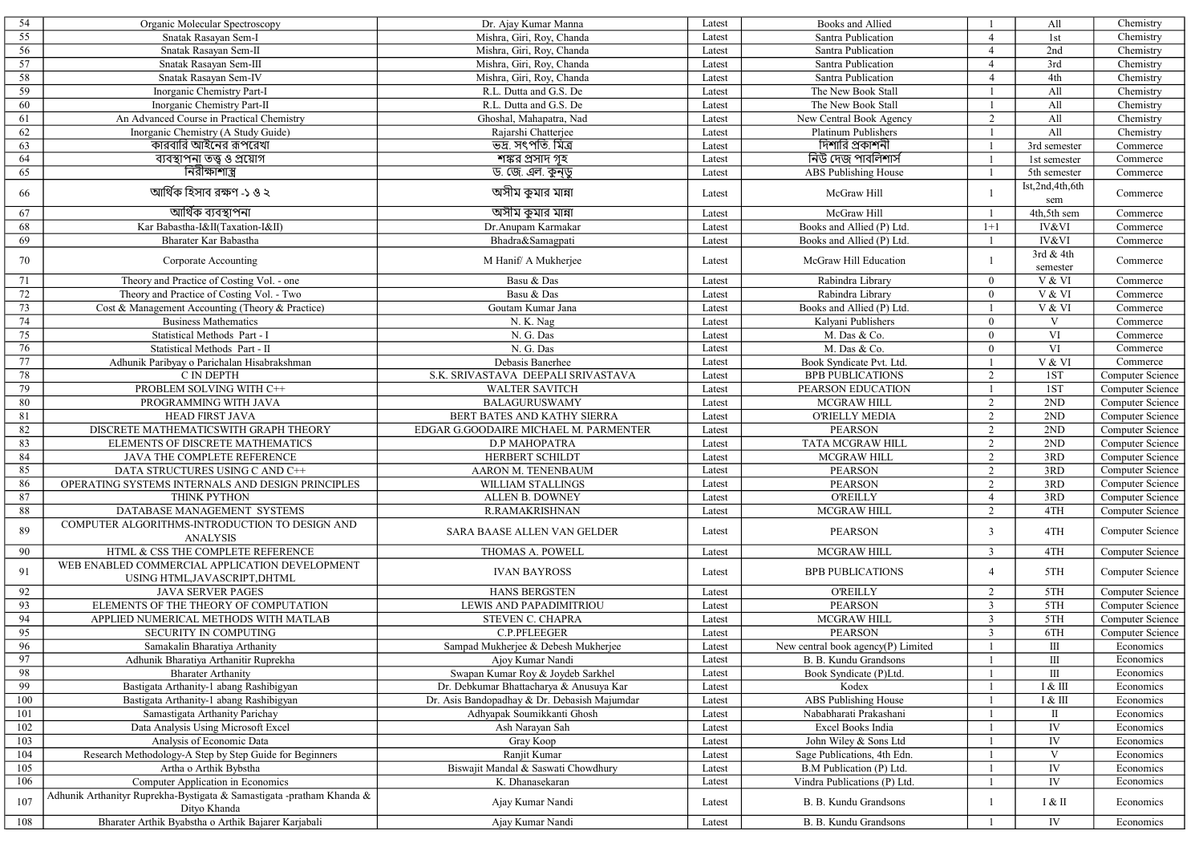| 54 | Organic Molecular Spectroscopy | Dr. Ajay Kumar Manna | Latest | Books and Allied | 1 | All | Chemistry |
|---|---|---|---|---|---|---|---|
| 55 | Snatak Rasayan Sem-I | Mishra, Giri, Roy, Chanda | Latest | Santra Publication | 4 | 1st | Chemistry |
| 56 | Snatak Rasayan Sem-II | Mishra, Giri, Roy, Chanda | Latest | Santra Publication | 4 | 2nd | Chemistry |
| 57 | Snatak Rasayan Sem-III | Mishra, Giri, Roy, Chanda | Latest | Santra Publication | 4 | 3rd | Chemistry |
| 58 | Snatak Rasayan Sem-IV | Mishra, Giri, Roy, Chanda | Latest | Santra Publication | 4 | 4th | Chemistry |
| 59 | Inorganic Chemistry Part-I | R.L. Dutta and G.S. De | Latest | The New Book Stall | 1 | All | Chemistry |
| 60 | Inorganic Chemistry Part-II | R.L. Dutta and G.S. De | Latest | The New Book Stall | 1 | All | Chemistry |
| 61 | An Advanced Course in Practical Chemistry | Ghoshal, Mahapatra, Nad | Latest | New Central Book Agency | 2 | All | Chemistry |
| 62 | Inorganic Chemistry (A Study Guide) | Rajarshi Chatterjee | Latest | Platinum Publishers | 1 | All | Chemistry |
| 63 | কারবারি আইনের রূপরেখা | ভদ্র. সৎপতি. মিত্র | Latest | দিশারি প্রকাশনী | 1 | 3rd semester | Commerce |
| 64 | ব্যবস্থাপনা তত্ত্ব ও প্রয়োগ | শঙ্কর প্রসাদ গুহ | Latest | নিউ দেজ পাবলিশার্স | 1 | 1st semester | Commerce |
| 65 | নিরীক্ষাশাস্ত্র | ড. জে. এল. কুনডু | Latest | ABS Publishing House | 1 | 5th semester | Commerce |
| 66 | আর্থিক হিসাব রক্ষণ -১ ও ২ | অসীম কুমার মান্না | Latest | McGraw Hill | 1 | Ist,2nd,4th,6th sem | Commerce |
| 67 | আর্থিক ব্যবস্থাপনা | অসীম কুমার মান্না | Latest | McGraw Hill | 1 | 4th,5th sem | Commerce |
| 68 | Kar Babastha-I&II(Taxation-I&II) | Dr.Anupam Karmakar | Latest | Books and Allied (P) Ltd. | 1+1 | IV&VI | Commerce |
| 69 | Bharater Kar Babastha | Bhadra&Samagpati | Latest | Books and Allied (P) Ltd. | 1 | IV&VI | Commerce |
| 70 | Corporate Accounting | M Hanif/ A Mukherjee | Latest | McGraw Hill Education | 1 | 3rd & 4th semester | Commerce |
| 71 | Theory and Practice of Costing Vol. - one | Basu & Das | Latest | Rabindra Library | 0 | V & VI | Commerce |
| 72 | Theory and Practice of Costing Vol. - Two | Basu & Das | Latest | Rabindra Library | 0 | V & VI | Commerce |
| 73 | Cost & Management Accounting (Theory & Practice) | Goutam Kumar Jana | Latest | Books and Allied (P) Ltd. | 1 | V & VI | Commerce |
| 74 | Business Mathematics | N. K. Nag | Latest | Kalyani Publishers | 0 | V | Commerce |
| 75 | Statistical Methods Part - I | N. G. Das | Latest | M. Das & Co. | 0 | VI | Commerce |
| 76 | Statistical Methods Part - II | N. G. Das | Latest | M. Das & Co. | 0 | VI | Commerce |
| 77 | Adhunik Paribyay o Parichalan Hisabrakshman | Debasis Banerhee | Latest | Book Syndicate Pvt. Ltd. | 1 | V & VI | Commerce |
| 78 | C IN DEPTH | S.K. SRIVASTAVA DEEPALI SRIVASTAVA | Latest | BPB PUBLICATIONS | 2 | 1ST | Computer Science |
| 79 | PROBLEM SOLVING WITH C++ | WALTER SAVITCH | Latest | PEARSON EDUCATION | 1 | 1ST | Computer Science |
| 80 | PROGRAMMING WITH JAVA | BALAGURUSWAMY | Latest | MCGRAW HILL | 2 | 2ND | Computer Science |
| 81 | HEAD FIRST JAVA | BERT BATES AND KATHY SIERRA | Latest | O'RIELLY MEDIA | 2 | 2ND | Computer Science |
| 82 | DISCRETE MATHEMATICSWITH GRAPH THEORY | EDGAR G.GOODAIRE MICHAEL M. PARMENTER | Latest | PEARSON | 2 | 2ND | Computer Science |
| 83 | ELEMENTS OF DISCRETE MATHEMATICS | D.P MAHOPATRA | Latest | TATA MCGRAW HILL | 2 | 2ND | Computer Science |
| 84 | JAVA THE COMPLETE REFERENCE | HERBERT SCHILDT | Latest | MCGRAW HILL | 2 | 3RD | Computer Science |
| 85 | DATA STRUCTURES USING C AND C++ | AARON M. TENENBAUM | Latest | PEARSON | 2 | 3RD | Computer Science |
| 86 | OPERATING SYSTEMS INTERNALS AND DESIGN PRINCIPLES | WILLIAM STALLINGS | Latest | PEARSON | 2 | 3RD | Computer Science |
| 87 | THINK PYTHON | ALLEN B. DOWNEY | Latest | O'REILLY | 4 | 3RD | Computer Science |
| 88 | DATABASE MANAGEMENT SYSTEMS | R.RAMAKRISHNAN | Latest | MCGRAW HILL | 2 | 4TH | Computer Science |
| 89 | COMPUTER ALGORITHMS-INTRODUCTION TO DESIGN AND ANALYSIS | SARA BAASE ALLEN VAN GELDER | Latest | PEARSON | 3 | 4TH | Computer Science |
| 90 | HTML & CSS THE COMPLETE REFERENCE | THOMAS A. POWELL | Latest | MCGRAW HILL | 3 | 4TH | Computer Science |
| 91 | WEB ENABLED COMMERCIAL APPLICATION DEVELOPMENT USING HTML,JAVASCRIPT,DHTML | IVAN BAYROSS | Latest | BPB PUBLICATIONS | 4 | 5TH | Computer Science |
| 92 | JAVA SERVER PAGES | HANS BERGSTEN | Latest | O'REILLY | 2 | 5TH | Computer Science |
| 93 | ELEMENTS OF THE THEORY OF COMPUTATION | LEWIS AND PAPADIMITRIOU | Latest | PEARSON | 3 | 5TH | Computer Science |
| 94 | APPLIED NUMERICAL METHODS WITH MATLAB | STEVEN C. CHAPRA | Latest | MCGRAW HILL | 3 | 5TH | Computer Science |
| 95 | SECURITY IN COMPUTING | C.P.PFLEEGER | Latest | PEARSON | 3 | 6TH | Computer Science |
| 96 | Samakalin Bharatiya Arthanity | Sampad Mukherjee & Debesh Mukherjee | Latest | New central book agency(P) Limited | 1 | III | Economics |
| 97 | Adhunik Bharatiya Arthanitir Ruprekha | Ajoy Kumar Nandi | Latest | B. B. Kundu Grandsons | 1 | III | Economics |
| 98 | Bharater Arthanity | Swapan Kumar Roy & Joydeb Sarkhel | Latest | Book Syndicate (P)Ltd. | 1 | III | Economics |
| 99 | Bastigata Arthanity-1 abang Rashibigyan | Dr. Debkumar Bhattacharya & Anusuya Kar | Latest | Kodex | 1 | I & III | Economics |
| 100 | Bastigata Arthanity-1 abang Rashibigyan | Dr. Asis Bandopadhay & Dr. Debasish Majumdar | Latest | ABS Publishing House | 1 | I & III | Economics |
| 101 | Samastigata Arthanity Parichay | Adhyapak Soumikkanti Ghosh | Latest | Nababharati Prakashani | 1 | II | Economics |
| 102 | Data Analysis Using Microsoft Excel | Ash Narayan Sah | Latest | Excel Books India | 1 | IV | Economics |
| 103 | Analysis of Economic Data | Gray Koop | Latest | John Wiley & Sons Ltd | 1 | IV | Economics |
| 104 | Research Methodology-A Step by Step Guide for Beginners | Ranjit Kumar | Latest | Sage Publications, 4th Edn. | 1 | V | Economics |
| 105 | Artha o Arthik Bybstha | Biswajit Mandal & Saswati Chowdhury | Latest | B.M Publication (P) Ltd. | 1 | IV | Economics |
| 106 | Computer Application in Economics | K. Dhanasekaran | Latest | Vindra Publications (P) Ltd. | 1 | IV | Economics |
| 107 | Adhunik Arthanityr Ruprekha-Bystigata & Samastigata -pratham Khanda & Dityo Khanda | Ajay Kumar Nandi | Latest | B. B. Kundu Grandsons | 1 | I & II | Economics |
| 108 | Bharater Arthik Byabstha o Arthik Bajarer Karjabali | Ajay Kumar Nandi | Latest | B. B. Kundu Grandsons | 1 | IV | Economics |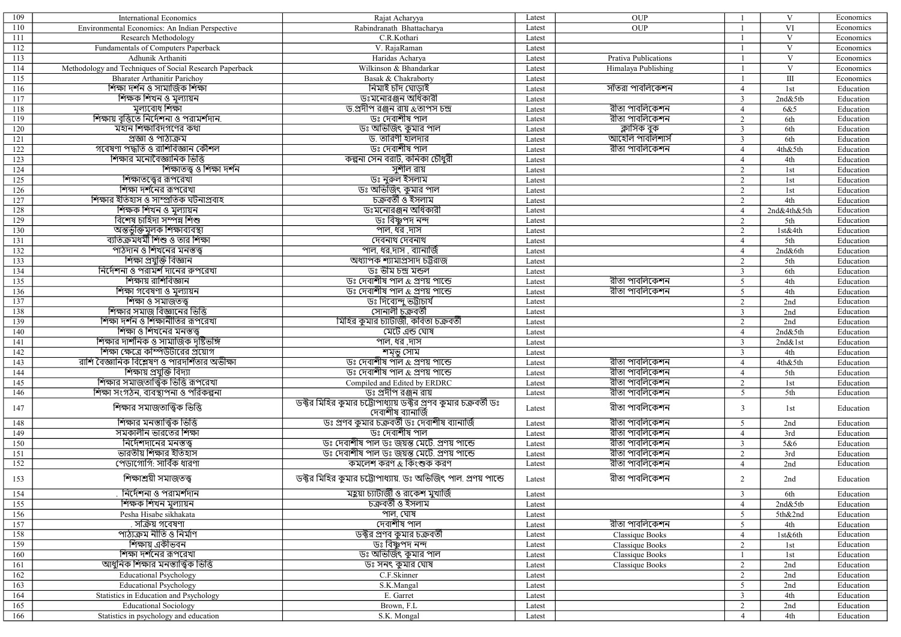| 109 | International Economics | Rajat Acharyya | Latest | OUP | 1 | V | Economics |
|---|---|---|---|---|---|---|---|
| 110 | Environmental Economics: An Indian Perspective | Rabindranath Bhattacharya | Latest | OUP | 1 | VI | Economics |
| 111 | Research Methodology | C.R.Kothari | Latest | | 1 | V | Economics |
| 112 | Fundamentals of Computers Paperback | V. RajaRaman | Latest | | 1 | V | Economics |
| 113 | Adhunik Arthaniti | Haridas Acharya | Latest | Prativa Publications | 1 | V | Economics |
| 114 | Methodology and Techniques of Social Research Paperback | Wilkinson & Bhandarkar | Latest | Himalaya Publishing | 1 | V | Economics |
| 115 | Bharater Arthanitir Parichoy | Basak & Chakraborty | Latest | | 1 | III | Economics |
| 116 | শিক্ষা দর্শন ও সামাজিক শিক্ষা | নিমাই চাঁদ ঘোড়াই | Latest | সাঁতরা পাবলিকেশন | 4 | 1st | Education |
| 117 | শিক্ষক শিখন ও মূল্যায়ন | ডঃমনোরঞ্জন অধিকারী | Latest | | 3 | 2nd&5tb | Education |
| 118 | মূল্যবোধ শিক্ষা | ড.প্রদীপ রঞ্জন রায় &তাপস চন্দ্র | Latest | রীতা পাবলিকেশন | 4 | 6&5 | Education |
| 119 | শিক্ষায় বৃত্তিতে নির্দেশনা ও পরামর্শদান. | ডঃ দেবাশীষ পাল | Latest | রীতা পাবলিকেশন | 2 | 6th | Education |
| 120 | মহান শিক্ষাবিদগণের কথা | ডঃ অভিজিৎ কুমার পাল | Latest | ক্লাসিক বুক | 3 | 6th | Education |
| 121 | প্রজ্ঞা ও পাঠ্যক্রম | ড. তারিণী হালদার | Latest | আহেলি পাবলিশার্স | 3 | 6th | Education |
| 122 | গবেষণা পদ্ধতি ও রাশিবিজ্ঞান কৌশল | ডঃ দেবাশীষ পাল | Latest | রীতা পাবলিকেশন | 4 | 4th&5th | Education |
| 123 | শিক্ষার মনোবৈজ্ঞানিক ভিত্তি | কল্পনা সেন বরাট, কনিকা চৌধুরী | Latest | | 4 | 4th | Education |
| 124 | শিক্ষাতত্ত্ব ও শিক্ষা দর্শন | সুশীল রায় | Latest | | 2 | 1st | Education |
| 125 | শিক্ষাতত্ত্বের রূপরেখা | ডঃ নুরুল ইসলাম | Latest | | 2 | 1st | Education |
| 126 | শিক্ষা দর্শনের রূপরেখা | ডঃ অভিজিৎ কুমার পাল | Latest | | 2 | 1st | Education |
| 127 | শিক্ষার ইতিহাস ও সাম্প্রতিক ঘটনাপ্রবাহ | চক্রবর্তী ও ইসলাম | Latest | | 2 | 4th | Education |
| 128 | শিক্ষক শিখন ও মূল্যায়ন | ডঃমনোরঞ্জন অধিকারী | Latest | | 4 | 2nd&4th&5th | Education |
| 129 | বিশেষ চাহিদা সম্পন্ন শিশু | ডঃ বিষ্ণুপদ নন্দ | Latest | | 2 | 5th | Education |
| 130 | অন্তর্ভুক্তিমূলক শিক্ষাব্যবস্থা | পাল, ধর ,দাস | Latest | | 2 | 1st&4th | Education |
| 131 | ব্যতিক্রমধর্মী শিশু ও তার শিক্ষা | দেবনাথ দেবনাথ | Latest | | 4 | 5th | Education |
| 132 | পাঠদান ও শিখনের মনস্তত্ত্ব | পাল, ধর,দাস , ব্যানার্জি | Latest | | 4 | 2nd&6th | Education |
| 133 | শিক্ষা প্রযুক্তি বিজ্ঞান | অধ্যাপক শ্যামাপ্রসাদ চট্টরাজ | Latest | | 2 | 5th | Education |
| 134 | নির্দেশনা ও পরামর্শ দানের রূপরেখা | ডঃ ভীম চন্দ্র মন্ডল | Latest | | 3 | 6th | Education |
| 135 | শিক্ষায় রাশিবিজ্ঞান | ডঃ দেবাশীষ পাল & প্রণয় পান্ডে | Latest | রীতা পাবলিকেশন | 5 | 4th | Education |
| 136 | শিক্ষা গবেষণা ও মূল্যায়ন | ডঃ দেবাশীষ পাল & প্রণয় পান্ডে | Latest | রীতা পাবলিকেশন | 5 | 4th | Education |
| 137 | শিক্ষা ও সমাজতত্ত্ব | ডঃ দিব্যেন্দু ভট্টাচার্য | Latest | | 2 | 2nd | Education |
| 138 | শিক্ষার সমাজ বিজ্ঞানের ভিত্তি | সোনালী চক্রবর্তী | Latest | | 3 | 2nd | Education |
| 139 | শিক্ষা দর্শন ও শিক্ষানীতির রূপরেখা | মিহির কুমার চ্যাটার্জী, কবিতা চক্রবর্তী | Latest | | 2 | 2nd | Education |
| 140 | শিক্ষা ও শিখনের মনস্তত্ত্ব | মেটে এন্ড ঘোষ | Latest | | 4 | 2nd&5th | Education |
| 141 | শিক্ষার দার্শনিক ও সামাজিক দৃষ্টিভঙ্গি | পাল, ধর ,দাস | Latest | | 3 | 2nd&1st | Education |
| 142 | শিক্ষা ক্ষেত্রে কম্পিউটারের প্রয়োগ | শম্ভু সোম | Latest | | 3 | 4th | Education |
| 143 | রাশি বৈজ্ঞানিক বিশ্লেষণ ও পারদর্শিতার অভীক্ষা | ডঃ দেবাশীষ পাল & প্রণয় পান্ডে | Latest | রীতা পাবলিকেশন | 4 | 4th&5th | Education |
| 144 | শিক্ষায় প্রযুক্তি বিদ্যা | ডঃ দেবাশীষ পাল & প্রণয় পান্ডে | Latest | রীতা পাবলিকেশন | 4 | 5th | Education |
| 145 | শিক্ষার সমাজতাত্ত্বিক ভিত্তি রূপরেখা | Compiled and Edited by ERDRC | Latest | রীতা পাবলিকেশন | 2 | 1st | Education |
| 146 | শিক্ষা সংগঠন, ব্যবস্থাপনা ও পরিকল্পনা | ডঃ প্রদীপ রঞ্জন রায় | Latest | রীতা পাবলিকেশন | 5 | 5th | Education |
| 147 | শিক্ষার সমাজতাত্ত্বিক ভিত্তি | ডক্টর মিহির কুমার চট্টোপাধ্যায় ডক্টর প্রণব কুমার চক্রবর্তী ডঃ দেবাশীষ ব্যানার্জি | Latest | রীতা পাবলিকেশন | 3 | 1st | Education |
| 148 | শিক্ষার মনস্তাত্ত্বিক ভিত্তি | ডঃ প্রণব কুমার চক্রবর্তী ডঃ দেবাশীষ ব্যানার্জি | Latest | রীতা পাবলিকেশন | 5 | 2nd | Education |
| 149 | সমকালীন ভারতের শিক্ষা | ডঃ দেবাশীষ পাল | Latest | রীতা পাবলিকেশন | 4 | 3rd | Education |
| 150 | নির্দেশদানের মনস্তত্ত্ব | ডঃ দেবাশীষ পাল ডঃ জয়ন্ত মেটে. প্রণয় পান্ডে | Latest | রীতা পাবলিকেশন | 3 | 5&6 | Education |
| 151 | ভারতীয় শিক্ষার ইতিহাস | ডঃ দেবাশীষ পাল ডঃ জয়ন্ত মেটে. প্রণয় পান্ডে | Latest | রীতা পাবলিকেশন | 2 | 3rd | Education |
| 152 | পেডাগোগি: সার্বিক ধারণা | কমলেশ করণ & কিংশুক করণ | Latest | রীতা পাবলিকেশন | 4 | 2nd | Education |
| 153 | শিক্ষাশ্রয়ী সমাজতত্ত্ব | ডক্টর মিহির কুমার চট্টোপাধ্যায়. ডঃ অভিজিৎ পাল. প্রণয় পান্ডে | Latest | রীতা পাবলিকেশন | 2 | 2nd | Education |
| 154 | . নির্দেশনা ও পরামর্শদান | মহুয়া চ্যাটার্জী ও রাকেশ মুখার্জি | Latest | | 3 | 6th | Education |
| 155 | শিক্ষক শিখন মূল্যায়ন | চক্রবর্তী ও ইসলাম | Latest | | 4 | 2nd&5tb | Education |
| 156 | Pesha Hisabe sikhakata | পাল, ঘোষ | Latest | | 5 | 5th&2nd | Education |
| 157 | . সক্রিয় গবেষণা | দেবাশীষ পাল | Latest | রীতা পাবলিকেশন | 5 | 4th | Education |
| 158 | পাঠ্যক্রম নীতি ও নির্মাণ | ডক্টর প্রণব কুমার চক্রবর্তী | Latest | Classique Books | 4 | 1st&6th | Education |
| 159 | শিক্ষায় একীভবন | ডঃ বিষ্ণুপদ নন্দ | Latest | Classique Books | 2 | 1st | Education |
| 160 | শিক্ষা দর্শনের রূপরেখা | ডঃ অভিজিৎ কুমার পাল | Latest | Classique Books | 1 | 1st | Education |
| 161 | আধুনিক শিক্ষার মনস্তাত্ত্বিক ভিত্তি | ডঃ সনৎ কুমার ঘোষ | Latest | Classique Books | 2 | 2nd | Education |
| 162 | Educational Psychology | C.F.Skinner | Latest | | 2 | 2nd | Education |
| 163 | Educational Psychology | S.K.Mangal | Latest | | 5 | 2nd | Education |
| 164 | Statistics in Education and Psychology | E. Garret | Latest | | 3 | 4th | Education |
| 165 | Educational Sociology | Brown, F.L | Latest | | 2 | 2nd | Education |
| 166 | Statistics in psychology and education | S.K. Mongal | Latest | | 4 | 4th | Education |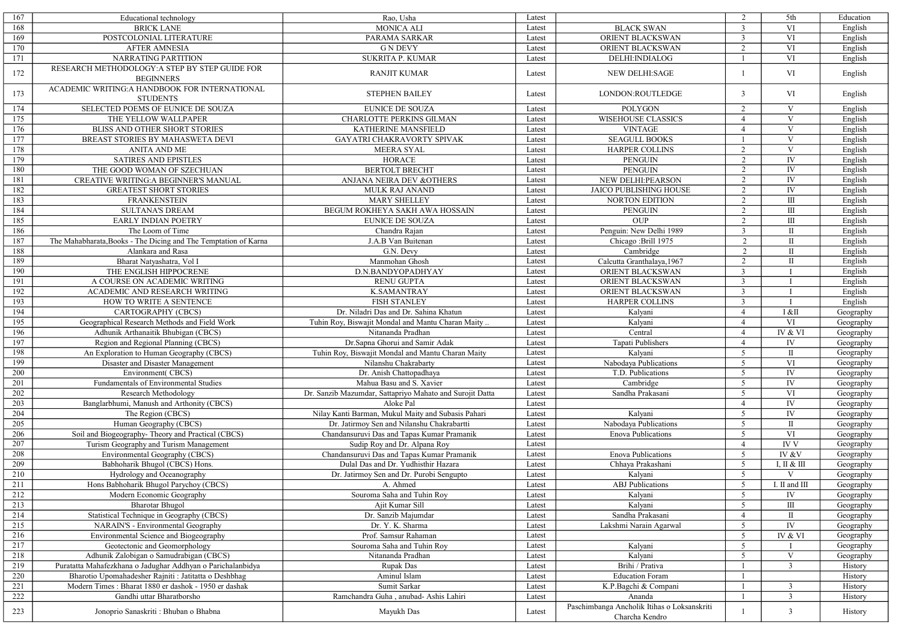| 167 | Educational technology | Rao, Usha | Latest | | 2 | 5th | Education |
|---|---|---|---|---|---|---|---|
| 168 | BRICK LANE | MONICA ALI | Latest | BLACK SWAN | 3 | VI | English |
| 169 | POSTCOLONIAL LITERATURE | PARAMA SARKAR | Latest | ORIENT BLACKSWAN | 3 | VI | English |
| 170 | AFTER AMNESIA | G N DEVY | Latest | ORIENT BLACKSWAN | 2 | VI | English |
| 171 | NARRATING PARTITION | SUKRITA P. KUMAR | Latest | DELHI:INDIALOG | 1 | VI | English |
| 172 | RESEARCH METHODOLOGY:A STEP BY STEP GUIDE FOR BEGINNERS | RANJIT KUMAR | Latest | NEW DELHI:SAGE | 1 | VI | English |
| 173 | ACADEMIC WRITING:A HANDBOOK FOR INTERNATIONAL STUDENTS | STEPHEN BAILEY | Latest | LONDON:ROUTLEDGE | 3 | VI | English |
| 174 | SELECTED POEMS OF EUNICE DE SOUZA | EUNICE DE SOUZA | Latest | POLYGON | 2 | V | English |
| 175 | THE YELLOW WALLPAPER | CHARLOTTE PERKINS GILMAN | Latest | WISEHOUSE CLASSICS | 4 | V | English |
| 176 | BLISS AND OTHER SHORT STORIES | KATHERINE MANSFIELD | Latest | VINTAGE | 4 | V | English |
| 177 | BREAST STORIES BY MAHASWETA DEVI | GAYATRI CHAKRAVORTY SPIVAK | Latest | SEAGULL BOOKS | 1 | V | English |
| 178 | ANITA AND ME | MEERA SYAL | Latest | HARPER COLLINS | 2 | V | English |
| 179 | SATIRES AND EPISTLES | HORACE | Latest | PENGUIN | 2 | IV | English |
| 180 | THE GOOD WOMAN OF SZECHUAN | BERTOLT BRECHT | Latest | PENGUIN | 2 | IV | English |
| 181 | CREATIVE WRITING:A BEGINNER'S MANUAL | ANJANA NEIRA DEV &OTHERS | Latest | NEW DELHI:PEARSON | 2 | IV | English |
| 182 | GREATEST SHORT STORIES | MULK RAJ ANAND | Latest | JAICO PUBLISHING HOUSE | 2 | IV | English |
| 183 | FRANKENSTEIN | MARY SHELLEY | Latest | NORTON EDITION | 2 | III | English |
| 184 | SULTANA'S DREAM | BEGUM ROKHEYA SAKH AWA HOSSAIN | Latest | PENGUIN | 2 | III | English |
| 185 | EARLY INDIAN POETRY | EUNICE DE SOUZA | Latest | OUP | 2 | III | English |
| 186 | The Loom of Time | Chandra Rajan | Latest | Penguin: New Delhi 1989 | 3 | II | English |
| 187 | The Mahabharata,Books - The Dicing and The Temptation of Karna | J.A.B Van Buitenan | Latest | Chicago :Brill 1975 | 2 | II | English |
| 188 | Alankara and Rasa | G.N. Devy | Latest | Cambridge | 2 | II | English |
| 189 | Bharat Natyashatra, Vol I | Manmohan Ghosh | Latest | Calcutta Granthalaya,1967 | 2 | II | English |
| 190 | THE ENGLISH HIPPOCRENE | D.N.BANDYOPADHYAY | Latest | ORIENT BLACKSWAN | 3 | I | English |
| 191 | A COURSE ON ACADEMIC WRITING | RENU GUPTA | Latest | ORIENT BLACKSWAN | 3 | I | English |
| 192 | ACADEMIC AND RESEARCH WRITING | K.SAMANTRAY | Latest | ORIENT BLACKSWAN | 3 | I | English |
| 193 | HOW TO WRITE A SENTENCE | FISH STANLEY | Latest | HARPER COLLINS | 3 | I | English |
| 194 | CARTOGRAPHY (CBCS) | Dr. Niladri Das and Dr. Sahina Khatun | Latest | Kalyani | 4 | I &II | Geography |
| 195 | Geographical Research Methods and Field Work | Tuhin Roy, Biswajit Mondal and Mantu Charan Maity .. | Latest | Kalyani | 4 | VI | Geography |
| 196 | Adhunik Arthanaitik Bhubigan (CBCS) | Nitananda Pradhan | Latest | Central | 4 | IV & VI | Geography |
| 197 | Region and Regional Planning (CBCS) | Dr.Sapna Ghorui and Samir Adak | Latest | Tapati Publishers | 4 | IV | Geography |
| 198 | An Exploration to Human Geography (CBCS) | Tuhin Roy, Biswajit Mondal and Mantu Charan Maity | Latest | Kalyani | 5 | II | Geography |
| 199 | Disaster and Disaster Management | Nilanshu Chakrabarty | Latest | Nabodaya Publications | 5 | VI | Geography |
| 200 | Environment( CBCS) | Dr. Anish Chattopadhaya | Latest | T.D. Publications | 5 | IV | Geography |
| 201 | Fundamentals of Environmental Studies | Mahua Basu and S. Xavier | Latest | Cambridge | 5 | IV | Geography |
| 202 | Research Methodology | Dr. Sanzib Mazumdar, Sattapriyo Mahato and Surojit Datta | Latest | Sandha Prakasani | 5 | VI | Geography |
| 203 | Banglarbhumi, Manush and Arthonity (CBCS) | Aloke Pal | Latest | | 4 | IV | Geography |
| 204 | The Region (CBCS) | Nilay Kanti Barman, Mukul Maity and Subasis Pahari | Latest | Kalyani | 5 | IV | Geography |
| 205 | Human Geography (CBCS) | Dr. Jatirmoy Sen and Nilanshu Chakrabartti | Latest | Nabodaya Publications | 5 | II | Geography |
| 206 | Soil and Biogeography- Theory and Practical (CBCS) | Chandansuruvi Das and Tapas Kumar Pramanik | Latest | Enova Publications | 5 | VI | Geography |
| 207 | Turism Geography and Turism Management | Sudip Roy and Dr. Alpana Roy | Latest | | 4 | IV V | Geography |
| 208 | Environmental Geography (CBCS) | Chandansuruvi Das and Tapas Kumar Pramanik | Latest | Enova Publications | 5 | IV &V | Geography |
| 209 | Babhoharik Bhugol (CBCS) Hons. | Dulal Das and Dr. Yudhisthir Hazara | Latest | Chhaya Prakashani | 5 | I, II & III | Geography |
| 210 | Hydrology and Oceanography | Dr. Jatirmoy Sen and Dr. Purobi Sengupto | Latest | Kalyani | 5 | V | Geography |
| 211 | Hons Babhoharik Bhugol Parychoy (CBCS) | A. Ahmed | Latest | ABJ Publications | 5 | I. II and III | Geography |
| 212 | Modern Economic Geography | Souroma Saha and Tuhin Roy | Latest | Kalyani | 5 | IV | Geography |
| 213 | Bharotar Bhugol | Ajit Kumar Sill | Latest | Kalyani | 5 | III | Geography |
| 214 | Statistical Technique in Geography (CBCS) | Dr. Sanzib Majumdar | Latest | Sandha Prakasani | 4 | II | Geography |
| 215 | NARAIN'S - Environmental Geography | Dr. Y. K. Sharma | Latest | Lakshmi Narain Agarwal | 5 | IV | Geography |
| 216 | Environmental Science and Biogeography | Prof. Samsur Rahaman | Latest | | 5 | IV & VI | Geography |
| 217 | Geotectonic and Geomorphology | Souroma Saha and Tuhin Roy | Latest | Kalyani | 5 | I | Geography |
| 218 | Adhunik Zalobigan o Samudrabigan (CBCS) | Nitananda Pradhan | Latest | Kalyani | 5 | V | Geography |
| 219 | Puratatta Mahafezkhana o Jadughar Addhyan o Parichalanbidya | Rupak Das | Latest | Brihi / Prativa | 1 | 3 | History |
| 220 | Bharotio Upomahadesher Rajniti : Jatitatta o Deshbhag | Aminul Islam | Latest | Education Foram | 1 | | History |
| 221 | Modern Times : Bharat 1880 er dashok - 1950 er dashak | Sumit Sarkar | Latest | K.P.Bagchi & Compani | 1 | 3 | History |
| 222 | Gandhi uttar Bharatborsho | Ramchandra Guha , anubad- Ashis Lahiri | Latest | Ananda | 1 | 3 | History |
| 223 | Jonoprio Sanaskriti : Bhuban o Bhabna | Mayukh Das | Latest | Paschimbanga Ancholik Itihas o Loksanskriti Charcha Kendro | 1 | 3 | History |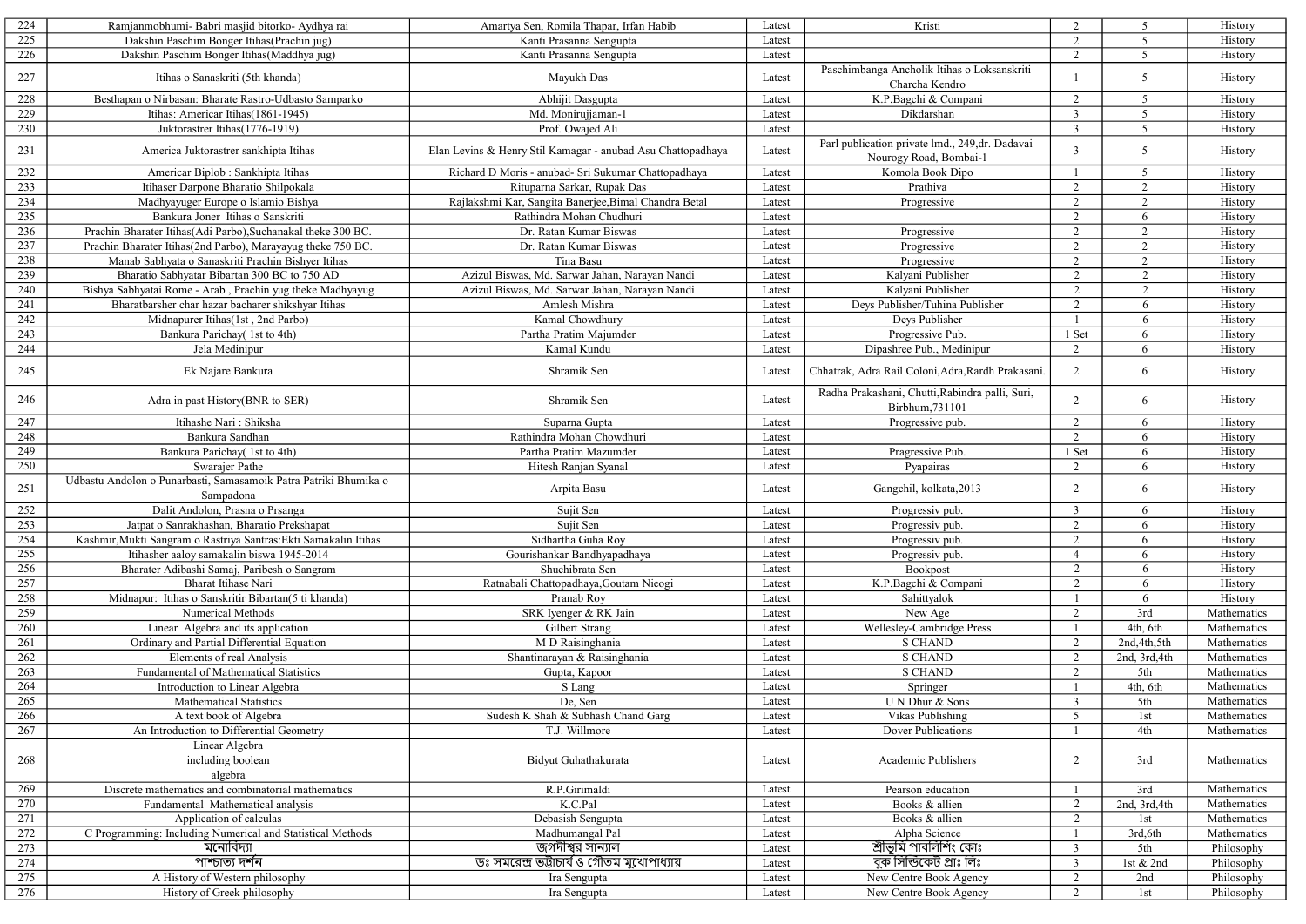| | | | | | | | |
|---|---|---|---|---|---|---|---|
| 224 | Ramjanmobhumi- Babri masjid bitorko- Aydhya rai | Amartya Sen, Romila Thapar, Irfan Habib | Latest | Kristi | 2 | 5 | History |
| 225 | Dakshin Paschim Bonger Itihas(Prachin jug) | Kanti Prasanna Sengupta | Latest | | 2 | 5 | History |
| 226 | Dakshin Paschim Bonger Itihas(Maddhya jug) | Kanti Prasanna Sengupta | Latest | | 2 | 5 | History |
| 227 | Itihas o Sanaskriti (5th khanda) | Mayukh Das | Latest | Paschimbanga Ancholik Itihas o Loksanskriti Charcha Kendro | 1 | 5 | History |
| 228 | Besthapan o Nirbasan: Bharate Rastro-Udbasto Samparko | Abhijit Dasgupta | Latest | K.P.Bagchi & Compani | 2 | 5 | History |
| 229 | Itihas: Americar Itihas(1861-1945) | Md. Monirujjaman-1 | Latest | Dikdarshan | 3 | 5 | History |
| 230 | Juktorastrer Itihas(1776-1919) | Prof. Owajed Ali | Latest | | 3 | 5 | History |
| 231 | America Juktorastrer sankhipta Itihas | Elan Levins & Henry Stil Kamagar - anubad Asu Chattopadhaya | Latest | Parl publication private lmd., 249,dr. Dadavai Nourogy Road, Bombai-1 | 3 | 5 | History |
| 232 | Americar Biplob : Sankhipta Itihas | Richard D Moris - anubad- Sri Sukumar Chattopadhaya | Latest | Komola Book Dipo | 1 | 5 | History |
| 233 | Itihaser Darpone Bharatio Shilpokala | Rituparna Sarkar, Rupak Das | Latest | Prathiva | 2 | 2 | History |
| 234 | Madhyayuger Europe o Islamio Bishya | Rajlakshmi Kar, Sangita Banerjee,Bimal Chandra Betal | Latest | Progressive | 2 | 2 | History |
| 235 | Bankura Joner Itihas o Sanskriti | Rathindra Mohan Chudhuri | Latest | | 2 | 6 | History |
| 236 | Prachin Bharater Itihas(Adi Parbo),Suchanakal theke 300 BC. | Dr. Ratan Kumar Biswas | Latest | Progressive | 2 | 2 | History |
| 237 | Prachin Bharater Itihas(2nd Parbo), Marayayug theke 750 BC. | Dr. Ratan Kumar Biswas | Latest | Progressive | 2 | 2 | History |
| 238 | Manab Sabhyata o Sanaskriti Prachin Bishyer Itihas | Tina Basu | Latest | Progressive | 2 | 2 | History |
| 239 | Bharatio Sabhyatar Bibartan 300 BC to 750 AD | Azizul Biswas, Md. Sarwar Jahan, Narayan Nandi | Latest | Kalyani Publisher | 2 | 2 | History |
| 240 | Bishya Sabhyatai Rome - Arab , Prachin yug theke Madhyayug | Azizul Biswas, Md. Sarwar Jahan, Narayan Nandi | Latest | Kalyani Publisher | 2 | 2 | History |
| 241 | Bharatbarsher char hazar bacharer shikshyar Itihas | Amlesh Mishra | Latest | Deys Publisher/Tuhina Publisher | 2 | 6 | History |
| 242 | Midnapurer Itihas(1st , 2nd Parbo) | Kamal Chowdhury | Latest | Deys Publisher | 1 | 6 | History |
| 243 | Bankura Parichay( 1st to 4th) | Partha Pratim Majumder | Latest | Progressive Pub. | 1 Set | 6 | History |
| 244 | Jela Medinipur | Kamal Kundu | Latest | Dipashree Pub., Medinipur | 2 | 6 | History |
| 245 | Ek Najare Bankura | Shramik Sen | Latest | Chhatrak, Adra Rail Coloni,Adra,Rardh Prakasani. | 2 | 6 | History |
| 246 | Adra in past History(BNR to SER) | Shramik Sen | Latest | Radha Prakashani, Chutti,Rabindra palli, Suri, Birbhum,731101 | 2 | 6 | History |
| 247 | Itihashe Nari : Shiksha | Suparna Gupta | Latest | Progressive pub. | 2 | 6 | History |
| 248 | Bankura Sandhan | Rathindra Mohan Chowdhuri | Latest | | 2 | 6 | History |
| 249 | Bankura Parichay( 1st to 4th) | Partha Pratim Mazumder | Latest | Pragressive Pub. | 1 Set | 6 | History |
| 250 | Swarajer Pathe | Hitesh Ranjan Syanal | Latest | Pyapairas | 2 | 6 | History |
| 251 | Udbastu Andolon o Punarbasti, Samasamoik Patra Patriki Bhumika o Sampadona | Arpita Basu | Latest | Gangchil, kolkata,2013 | 2 | 6 | History |
| 252 | Dalit Andolon, Prasna o Prsanga | Sujit Sen | Latest | Progressiv pub. | 3 | 6 | History |
| 253 | Jatpat o Sanrakhashan, Bharatio Prekshapat | Sujit Sen | Latest | Progressiv pub. | 2 | 6 | History |
| 254 | Kashmir,Mukti Sangram o Rastriya Santras:Ekti Samakalin Itihas | Sidhartha Guha Roy | Latest | Progressiv pub. | 2 | 6 | History |
| 255 | Itihasher aaloy samakalin biswa 1945-2014 | Gourishankar Bhandhyapadhaya | Latest | Progressiv pub. | 4 | 6 | History |
| 256 | Bharater Adibashi Samaj, Paribesh o Sangram | Shuchibrata Sen | Latest | Bookpost | 2 | 6 | History |
| 257 | Bharat Itihase Nari | Ratnabali Chattopadhaya,Goutam Nieogi | Latest | K.P.Bagchi & Compani | 2 | 6 | History |
| 258 | Midnapur: Itihas o Sanskritir Bibartan(5 ti khanda) | Pranab Roy | Latest | Sahittyalok | 1 | 6 | History |
| 259 | Numerical Methods | SRK Iyenger & RK Jain | Latest | New Age | 2 | 3rd | Mathematics |
| 260 | Linear Algebra and its application | Gilbert Strang | Latest | Wellesley-Cambridge Press | 1 | 4th, 6th | Mathematics |
| 261 | Ordinary and Partial Differential Equation | M D Raisinghania | Latest | S CHAND | 2 | 2nd,4th,5th | Mathematics |
| 262 | Elements of real Analysis | Shantinarayan & Raisinghania | Latest | S CHAND | 2 | 2nd, 3rd,4th | Mathematics |
| 263 | Fundamental of Mathematical Statistics | Gupta, Kapoor | Latest | S CHAND | 2 | 5th | Mathematics |
| 264 | Introduction to Linear Algebra | S Lang | Latest | Springer | 1 | 4th, 6th | Mathematics |
| 265 | Mathematical Statistics | De, Sen | Latest | U N Dhur & Sons | 3 | 5th | Mathematics |
| 266 | A text book of Algebra | Sudesh K Shah & Subhash Chand Garg | Latest | Vikas Publishing | 5 | 1st | Mathematics |
| 267 | An Introduction to Differential Geometry | T.J. Willmore | Latest | Dover Publications | 1 | 4th | Mathematics |
| 268 | Linear Algebra including boolean algebra | Bidyut Guhathakurata | Latest | Academic Publishers | 2 | 3rd | Mathematics |
| 269 | Discrete mathematics and combinatorial mathematics | R.P.Girimaldi | Latest | Pearson education | 1 | 3rd | Mathematics |
| 270 | Fundamental Mathematical analysis | K.C.Pal | Latest | Books & allien | 2 | 2nd, 3rd,4th | Mathematics |
| 271 | Application of calculas | Debasish Sengupta | Latest | Books & allien | 2 | 1st | Mathematics |
| 272 | C Programming: Including Numerical and Statistical Methods | Madhumangal Pal | Latest | Alpha Science | 1 | 3rd,6th | Mathematics |
| 273 | মনোবিদ্যা | জগদীশ্বর সান্যাল | Latest | শ্রীভূমি পাবলিশিং কোঃ | 3 | 5th | Philosophy |
| 274 | পাশ্চাত্য দর্শন | ডঃ সমরেন্দ্র ভট্টাচার্য ও গৌতম মুখোপাধ্যায় | Latest | বুক সিন্ডিকেট প্রাঃ লিঃ | 3 | 1st & 2nd | Philosophy |
| 275 | A History of Western philosophy | Ira Sengupta | Latest | New Centre Book Agency | 2 | 2nd | Philosophy |
| 276 | History of Greek philosophy | Ira Sengupta | Latest | New Centre Book Agency | 2 | 1st | Philosophy |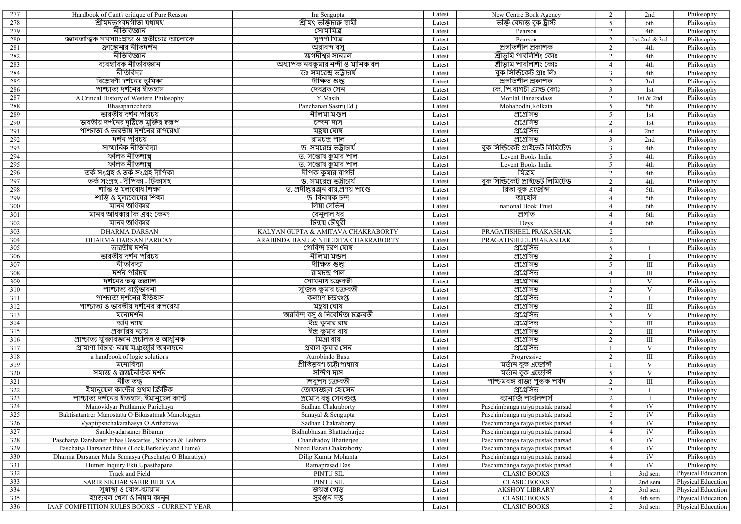| 277 | Handbook of Cant's critique of Pure Reason | Ira Sengupta | Latest | New Centre Book Agency | 2 | 2nd | Philosophy |
|---|---|---|---|---|---|---|---|
| 278 | শ্রীমদ্ভগবদ্গীতা যথাযথ | শ্রীমৎ ভক্তিচারু স্বামী | Latest | ভক্তি বেদান্ত বুক ট্রাস্ট | 5 | 6th | Philosophy |
| 279 | নীতিবিজ্ঞান | সোমামিত্র | Latest | Pearson | 2 | 4th | Philosophy |
| 280 | জ্ঞানতাত্ত্বিক সমস্যাঃপ্রাচ্য ও প্রতীচ্যের আলোকে | সুপর্ণা মিত্র | Latest | Pearson | 2 | 1st,2nd & 3rd | Philosophy |
| 281 | ফ্রাঙ্কেনার নীতিদর্শন | অরবিন্দ বসু | Latest | প্রগতিশীল প্রকাশক | 2 | 4th | Philosophy |
| 282 | নীতিবিজ্ঞান | জগদীশ্বর সান্যাল | Latest | শ্রীভূমি পাবলিশিং কোঃ | 2 | 4th | Philosophy |
| 283 | ব্যবহারিক নীতিবিজ্ঞান | অধ্যাপক নবকুমার নন্দী ও মানিক বল | Latest | শ্রীভূমি পাবলিশিং কোঃ | 4 | 4th | Philosophy |
| 284 | নীতিবিদ্যা | ডঃ সমরেন্দ্র ভট্টাচার্য | Latest | বুক সিন্ডিকেট প্রাঃ লিঃ | 3 | 4th | Philosophy |
| 285 | বিশ্লেষণী দর্শনের ভূমিকা | দীক্ষিত গুপ্ত | Latest | প্রগতিশীল প্রকাশক | 2 | 3rd | Philosophy |
| 286 | পাশ্চাত্য দর্শনের ইতিহাস | দেবব্রত সেন | Latest | কে.পি.বাগচী এ্যান্ড কোঃ | 3 | 1st | Philosophy |
| 287 | A Critical History of Western Philosophy | Y.Masih | Latest | Motilal Banarsidass | 2 | 1st & 2nd | Philosophy |
| 288 | Bhasapariccheda | Panchanan Sastri(Ed.) | Latest | Mohabodhi,Kolkata | 5 | 5th | Philosophy |
| 289 | ভারতীয় দর্শন পরিচয় | নীলিমা মণ্ডল | Latest | প্রগ্রেসিভ | 5 | 1st | Philosophy |
| 290 | ভারতীয় দর্শনের দৃষ্টিতে মুক্তির স্বরূপ | চন্দনা দাস | Latest | প্রগ্রেসিভ | 2 | 1st | Philosophy |
| 291 | পাশ্চাত্য ও ভারতীয় দর্শনের রূপরেখা | মহুয়া ঘোষ | Latest | প্রগ্রেসিভ | 4 | 2nd | Philosophy |
| 292 | দর্শন পরিচয় | রামচন্দ্র পাল | Latest | প্রগ্রেসিভ | 3 | 2nd | Philosophy |
| 293 | সাম্মানিক নীতিবিদ্যা | ড. সমরেন্দ্র ভট্টাচার্য | Latest | বুক সিন্ডিকেট প্রাইভেট লিমিটেড | 3 | 4th | Philosophy |
| 294 | ফলিত নীতিশাস্ত্র | ড. সন্তোষ কুমার পাল | Latest | Levent Books India | 5 | 4th | Philosophy |
| 295 | ফলিত নীতিশাস্ত্র | ড. সন্তোষ কুমার পাল | Latest | Levent Books India | 5 | 4th | Philosophy |
| 296 | তর্ক সংগ্রহ ও তর্ক সংগ্রহ দীপিকা | দীপক কুমার বাগচী | Latest | মিত্রম | 2 | 4th | Philosophy |
| 297 | তর্ক সংগ্রহ - দীপিকা - টিকাসহ | ড. সমরেন্দ্র ভট্টাচার্য | Latest | বুক সিন্ডিকেট প্রাইভেট লিমিটেড | 2 | 4th | Philosophy |
| 298 | শান্তি ও মূল্যবোধ শিক্ষা | ড. প্রদীপ্তরঞ্জন রায়,প্রণয় পাণ্ডে | Latest | রিতা বুক এজেন্সি | 4 | 5th | Philosophy |
| 299 | শান্তি ও মূল্যবোধের শিক্ষা | ড. বিনায়ক চন্দ | Latest | আহেলি | 4 | 5th | Philosophy |
| 300 | মানব অধিকার | লিয়া লেভিন | Latest | national Book Trust | 4 | 6th | Philosophy |
| 301 | মানব অধিকার কি এবং কেন? | বেনুলাল ধর | Latest | প্রগতি | 4 | 6th | Philosophy |
| 302 | মানব অধিকার | চিন্ময় চৌধুরী | Latest | Deys | 4 | 6th | Philosophy |
| 303 | DHARMA DARSAN | KALYAN GUPTA & AMITAVA CHAKRABORTY | Latest | PRAGATISHEEL PRAKASHAK | 2 | | Philosophy |
| 304 | DHARMA DARSAN PARICAY | ARABINDA BASU & NIBEDITA CHAKRABORTY | Latest | PRAGATISHEEL PRAKASHAK | 2 | | Philosophy |
| 305 | ভারতীয় দর্শন | গোবিন্দ চরণ ঘোষ | Latest | প্রগ্রেসিভ | 5 | I | Philosophy |
| 306 | ভারতীয় দর্শন পরিচয় | নীলিমা মন্ডল | Latest | প্রগ্রেসিভ | 2 | I | Philosophy |
| 307 | নীতিবিদ্যা | দীক্ষিত গুপ্ত | Latest | প্রগ্রেসিভ | 5 | III | Philosophy |
| 308 | দর্শন পরিচয় | রামচন্দ্র পাল | Latest | প্রগ্রেসিভ | 4 | III | Philosophy |
| 309 | দর্শনের তত্ত্ব তল্লাশি | সোমনাথ চক্রবর্তী | Latest | প্রগ্রেসিভ | 1 | V | Philosophy |
| 310 | পাশ্চাত্য রাষ্ট্রভাবনা | সুজিত কুমার চক্রবর্তী | Latest | প্রগ্রেসিভ | 2 | V | Philosophy |
| 311 | পাশ্চাত্য দর্শনের ইতিহাস | কল্যাণ চন্দ্রগুপ্ত | Latest | প্রগ্রেসিভ | 2 | I | Philosophy |
| 312 | পাশ্চাত্য ও ভারতীয় দর্শনের রূপরেখা | মহুয়া ঘোষ | Latest | প্রগ্রেসিভ | 2 | III | Philosophy |
| 313 | মনোদর্শন | অরবিন্দ বসু ও নিবেদিতা চক্রবর্তী | Latest | প্রগ্রেসিভ | 5 | V | Philosophy |
| 314 | অধি ন্যায় | ইন্দ্র কুমার রায় | Latest | প্রগ্রেসিভ | 2 | III | Philosophy |
| 315 | প্রকারিয় ন্যায় | ইন্দ্র কুমার রায় | Latest | প্রগ্রেসিভ | 2 | III | Philosophy |
| 316 | প্রাশ্চাত্য যুক্তিবিজ্ঞান প্রচলিত ও আধুনিক | মিত্রা রায় | Latest | প্রগ্রেসিভ | 2 | III | Philosophy |
| 317 | প্রামাণ্য বিচার: ন্যায় মঞ্জুরি অবলম্বনে | প্রবাল কুমার সেন | Latest | প্রগ্রেসিভ | 1 | V | Philosophy |
| 318 | a handbook of logic solutions | Aurobindo Basu | Latest | Progressive | 2 | III | Philosophy |
| 319 | মনোবিদ্যা | প্রীতিভূষণ চট্টোপাধ্যায় | Latest | মর্ডান বুক এজেন্সি | 1 | V | Philosophy |
| 320 | সমাজ ও রাজনৈতিক দর্শন | সন্দিপ দাস | Latest | মর্ডান বুক এজেন্সি | 5 | V | Philosophy |
| 321 | নীতি তত্ত্ব | শিবুপদ চক্রবর্তী | Latest | পশ্চিমবঙ্গ রাজ্য পুস্তক পর্ষদ | 2 | III | Philosophy |
| 322 | ইমানুয়েল কান্টের প্রথম ক্রিটিক | তোফাজ্জল হোসেন | Latest | প্রগ্রেসিভ | 2 | I | Philosophy |
| 323 | পাশ্চাত্য দর্শনের ইতিহাস: ইমানুয়েল কান্ট | প্রমোদ বন্ধু সেনগুপ্ত | Latest | ব্যানার্জি পাবলিশার্স | 2 | I | Philosophy |
| 324 | Manovidyar Prathamic Parichaya | Sadhan Chakraborty | Latest | Paschimbanga rajya pustak parsad | 4 | iV | Philosophy |
| 325 | Baktisatantrer Manostatta O Bikasatmak Manobigyan | Sanayal & Sengupta | Latest | Paschimbanga rajya pustak parsad | 2 | iV | Philosophy |
| 326 | Vyaptipsnchakarahasya O Arthattava | Sadhan Chakraborty | Latest | Paschimbanga rajya pustak parsad | 4 | iV | Philosophy |
| 327 | Sankhyadarsaner Bibaran | Bidhubhusan Bhattacharjee | Latest | Paschimbanga rajya pustak parsad | 4 | iV | Philosophy |
| 328 | Paschatya Darshaner Itihas Descartes , Spinoza & Leibnttz | Chandradoy Bhatterjee | Latest | Paschimbanga rajya pustak parsad | 4 | iV | Philosophy |
| 329 | Paschatya Darsaner Itihas (Lock,Berkeley and Hume) | Nirod Baran Chakraborty | Latest | Paschimbanga rajya pustak parsad | 4 | iV | Philosophy |
| 330 | Dharma Darsaner Mula Samasya (Paschatya O Bharatiya) | Dilip Kumar Mohanta | Latest | Paschimbanga rajya pustak parsad | 4 | iV | Philosophy |
| 331 | Humer Inquiry Ekti Upasthapana | Ramaprasad Das | Latest | Paschimbanga rajya pustak parsad | 4 | iV | Philosophy |
| 332 | Track and Field | PINTU SIL | Latest | CLASIC BOOKS | 1 | 3rd sem | Physical Education |
| 333 | SARIR SIKHAR SARIR BIDHYA | PINTU SIL | Latest | CLASIC BOOKS | 1 | 2nd sem | Physical Education |
| 334 | সুস্বাস্থ্য ও যোগ-ব্যায়াম | জয়ন্ত হোড় | Latest | AKSHOY LIBRARY | 2 | 3rd sem | Physical Education |
| 335 | হ্যান্ডবল খেলা ও নিয়ম কানুন | সুরঞ্জন দত্ত | Latest | CLASIC BOOKS | 4 | 4th sem | Physical Education |
| 336 | IAAF COMPETITION RULES BOOKS - CURRENT YEAR | | Latest | CLASIC BOOKS | 2 | 3rd sem | Physical Education |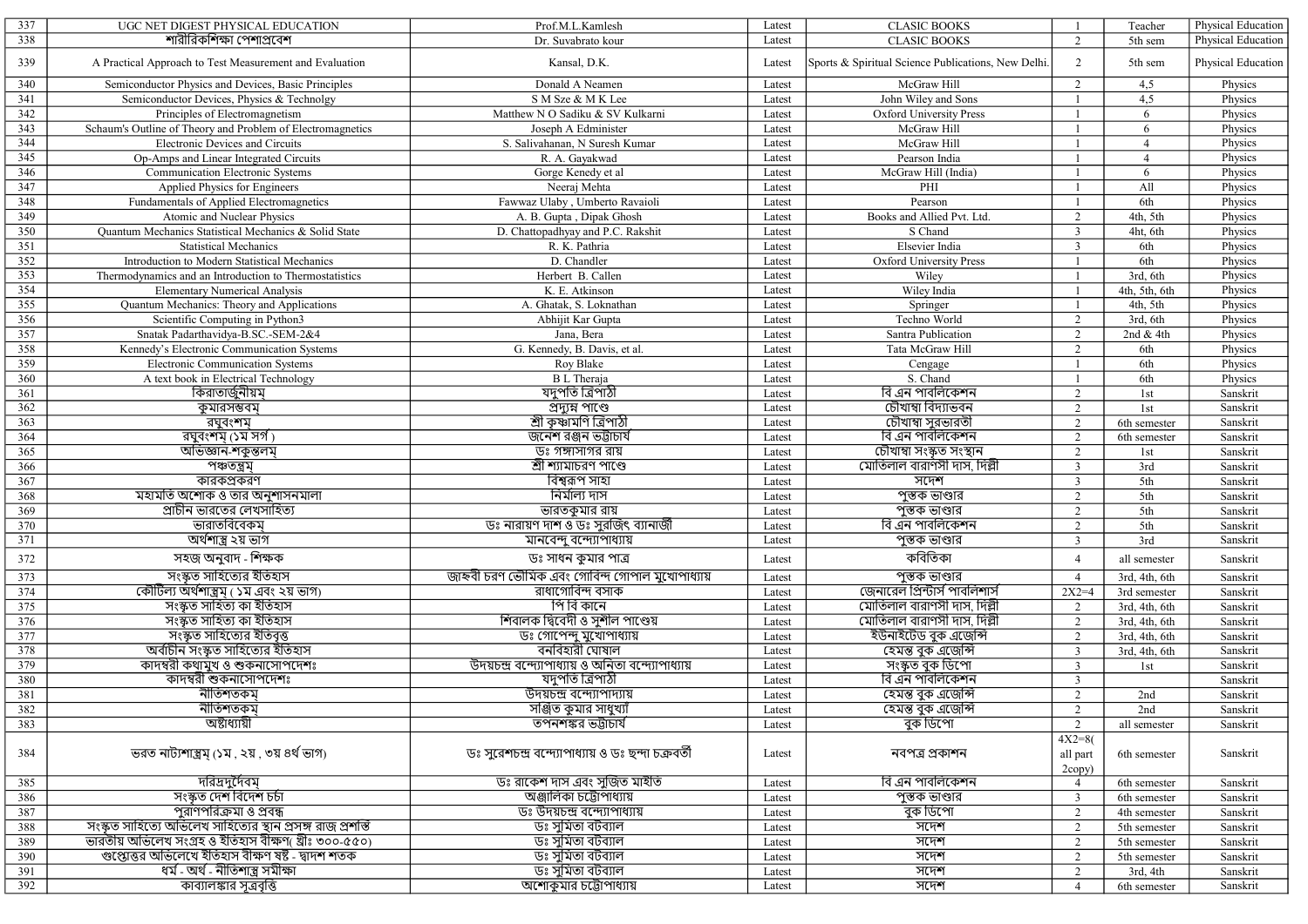| 337 | UGC NET DIGEST PHYSICAL EDUCATION | Prof.M.L.Kamlesh | Latest | CLASIC BOOKS | 1 | Teacher | Physical Education |
|---|---|---|---|---|---|---|---|
| 338 | শারীরিকশিক্ষা পেশাপ্রবেশ | Dr. Suvabrato kour | Latest | CLASIC BOOKS | 2 | 5th sem | Physical Education |
| 339 | A Practical Approach to Test Measurement and Evaluation | Kansal, D.K. | Latest | Sports & Spiritual Science Publications, New Delhi. | 2 | 5th sem | Physical Education |
| 340 | Semiconductor Physics and Devices, Basic Principles | Donald A Neamen | Latest | McGraw Hill | 2 | 4,5 | Physics |
| 341 | Semiconductor Devices, Physics & Technolgy | S M Sze & M K Lee | Latest | John Wiley and Sons | 1 | 4,5 | Physics |
| 342 | Principles of Electromagnetism | Matthew N O Sadiku & SV Kulkarni | Latest | Oxford University Press | 1 | 6 | Physics |
| 343 | Schaum's Outline of Theory and Problem of Electromagnetics | Joseph A Edminister | Latest | McGraw Hill | 1 | 6 | Physics |
| 344 | Electronic Devices and Circuits | S. Salivahanan, N Suresh Kumar | Latest | McGraw Hill | 1 | 4 | Physics |
| 345 | Op-Amps and Linear Integrated Circuits | R. A. Gayakwad | Latest | Pearson India | 1 | 4 | Physics |
| 346 | Communication Electronic Systems | Gorge Kenedy et al | Latest | McGraw Hill (India) | 1 | 6 | Physics |
| 347 | Applied Physics for Engineers | Neeraj Mehta | Latest | PHI | 1 | All | Physics |
| 348 | Fundamentals of Applied Electromagnetics | Fawwaz Ulaby , Umberto Ravaioli | Latest | Pearson | 1 | 6th | Physics |
| 349 | Atomic and Nuclear Physics | A. B. Gupta , Dipak Ghosh | Latest | Books and Allied Pvt. Ltd. | 2 | 4th, 5th | Physics |
| 350 | Quantum Mechanics Statistical Mechanics & Solid State | D. Chattopadhyay and P.C. Rakshit | Latest | S Chand | 3 | 4ht, 6th | Physics |
| 351 | Statistical Mechanics | R. K. Pathria | Latest | Elsevier India | 3 | 6th | Physics |
| 352 | Introduction to Modern Statistical Mechanics | D. Chandler | Latest | Oxford University Press | 1 | 6th | Physics |
| 353 | Thermodynamics and an Introduction to Thermostatistics | Herbert B. Callen | Latest | Wiley | 1 | 3rd, 6th | Physics |
| 354 | Elementary Numerical Analysis | K. E. Atkinson | Latest | Wiley India | 1 | 4th, 5th, 6th | Physics |
| 355 | Quantum Mechanics: Theory and Applications | A. Ghatak, S. Loknathan | Latest | Springer | 1 | 4th, 5th | Physics |
| 356 | Scientific Computing in Python3 | Abhijit Kar Gupta | Latest | Techno World | 2 | 3rd, 6th | Physics |
| 357 | Snatak Padarthavidya-B.SC.-SEM-2&4 | Jana, Bera | Latest | Santra Publication | 2 | 2nd & 4th | Physics |
| 358 | Kennedy's Electronic Communication Systems | G. Kennedy, B. Davis, et al. | Latest | Tata McGraw Hill | 2 | 6th | Physics |
| 359 | Electronic Communication Systems | Roy Blake | Latest | Cengage | 1 | 6th | Physics |
| 360 | A text book in Electrical Technology | B L Theraja | Latest | S. Chand | 1 | 6th | Physics |
| 361 | কিরাতার্জুনীয়ম্ | যদুপতি ত্রিপাঠী | Latest | বি এন পাবলিকেশন | 2 | 1st | Sanskrit |
| 362 | কুমারসম্ভবম্ | প্রদ্যুম্ন পাণ্ডে | Latest | চৌখাম্বা বিদ্যাভবন | 2 | 1st | Sanskrit |
| 363 | রঘুবংশম্ | শ্রী কৃষ্ণমণি ত্রিপাঠী | Latest | চৌখাম্বা সুরভারতী | 2 | 6th semester | Sanskrit |
| 364 | রঘুবংশম্ (১ম সর্গ ) | জনেশ রঞ্জন ভট্টাচার্য | Latest | বি এন পাবলিকেশন | 2 | 6th semester | Sanskrit |
| 365 | অভিজ্ঞান-শকুন্তলম্ | ডঃ গঙ্গাসাগর রায় | Latest | চৌখাম্বা সংস্কৃত সংস্থান | 2 | 1st | Sanskrit |
| 366 | পঞ্চতন্ত্রম্ | শ্রী শ্যামাচরণ পাণ্ডে | Latest | মোতিলাল বারাণসী দাস, দিল্লী | 3 | 3rd | Sanskrit |
| 367 | কারকপ্রকরণ | বিশ্বরূপ সাহা | Latest | সদেশ | 3 | 5th | Sanskrit |
| 368 | মহামতি অশোক ও তার অনুশাসনমালা | নির্মল্য দাস | Latest | পুস্তক ভাণ্ডার | 2 | 5th | Sanskrit |
| 369 | প্রাচীন ভারতের লেখসাহিত্য | ভারতকুমার রায় | Latest | পুস্তক ভাণ্ডার | 2 | 5th | Sanskrit |
| 370 | ভারতবিবেকম্ | ডঃ নারায়ণ দাশ ও ডঃ সুরজিৎ ব্যানার্জী | Latest | বি এন পাবলিকেশন | 2 | 5th | Sanskrit |
| 371 | অর্থশাস্ত্র ২য় ভাগ | মানবেন্দু বন্দ্যোপাধ্যায় | Latest | পুস্তক ভাণ্ডার | 3 | 3rd | Sanskrit |
| 372 | সহজ অনুবাদ - শিক্ষক | ডঃ সাধন কুমার পাত্র | Latest | কবিতিকা | 4 | all semester | Sanskrit |
| 373 | সংস্কৃত সাহিত্যের ইতিহাস | জাহ্নবী চরণ ভৌমিক এবং গোবিন্দ গোপাল মুখোপাধ্যায় | Latest | পুস্তক ভাণ্ডার | 4 | 3rd, 4th, 6th | Sanskrit |
| 374 | কৌটিল্য অর্থশাস্ত্রম্ ( ১ম এবং ২য় ভাগ) | রাধাগোবিন্দ বসাক | Latest | জেনারেল প্রিন্টার্স পাবলিশার্স | 2X2=4 | 3rd semester | Sanskrit |
| 375 | সংস্কৃত সাহিত্য কা ইতিহাস | পি বি কানে | Latest | মোতিলাল বারাণসী দাস, দিল্লী | 2 | 3rd, 4th, 6th | Sanskrit |
| 376 | সংস্কৃত সাহিত্য কা ইতিহাস | শিবালক দ্বিবেদী ও সুশীল পাণ্ডেয় | Latest | মোতিলাল বারাণসী দাস, দিল্লী | 2 | 3rd, 4th, 6th | Sanskrit |
| 377 | সংস্কৃত সাহিত্যের ইতিবৃত্ত | ডঃ গোপেন্দু মুখোপাধ্যায় | Latest | ইউনাইটেড বুক এজেন্সি | 2 | 3rd, 4th, 6th | Sanskrit |
| 378 | অর্বাচীন সংস্কৃত সাহিত্যের ইতিহাস | বনবিহারী ঘোষাল | Latest | হেমন্ত বুক এজেন্সি | 3 | 3rd, 4th, 6th | Sanskrit |
| 379 | কাদম্বরী কথামুখ ও শুকনাসোপদেশঃ | উদয়চন্দ্র বন্দ্যোপাধ্যায় ও অনিতা বন্দ্যোপাধ্যায় | Latest | সংস্কৃত বুক ডিপো | 3 | 1st | Sanskrit |
| 380 | কাদম্বরী শুকনাসোপদেশঃ | যদুপতি ত্রিপাঠী | Latest | বি এন পাবলিকেশন | 3 | | Sanskrit |
| 381 | নীতিশতকম্ | উদয়চন্দ্র বন্দ্যোপাদ্যায় | Latest | হেমন্ত বুক এজেন্সি | 2 | 2nd | Sanskrit |
| 382 | নীতিশতকম্ | সাঞ্জিত কুমার সাধুখাঁ | Latest | হেমন্ত বুক এজেন্সি | 2 | 2nd | Sanskrit |
| 383 | অষ্টাধ্যায়ী | তপনশঙ্কর ভট্টাচার্য | Latest | বুক ডিপো | 2 | all semester | Sanskrit |
| 384 | ভরত নাট্যশাস্ত্রম্ (১ম , ২য় , ৩য় ৪র্থ ভাগ) | ডঃ সুরেশচন্দ্র বন্দ্যোপাধ্যায় ও ডঃ ছন্দা চক্রবর্তী | Latest | নবপত্র প্রকাশন | 4X2=8( all part 2copy) | 6th semester | Sanskrit |
| 385 | দরিদ্রদুর্দৈবম্ | ডঃ রাকেশ দাস এবং সুজিত মাইতি | Latest | বি এন পাবলিকেশন | 4 | 6th semester | Sanskrit |
| 386 | সংস্কৃত দেশ বিদেশ চর্চা | অঞ্জলিকা চট্টোপাধ্যায় | Latest | পুস্তক ভাণ্ডার | 3 | 6th semester | Sanskrit |
| 387 | পুরাণপরিক্রমা ও প্রবন্ধ | ডঃ উদয়চন্দ্র বন্দ্যোপাধ্যায় | Latest | বুক ডিপো | 2 | 4th semester | Sanskrit |
| 388 | সংস্কৃত সাহিত্যে অভিলেখ সাহিত্যের স্থান প্রসঙ্গ রাজ প্রশস্তি | ডঃ সুমিতা বটব্যাল | Latest | সদেশ | 2 | 5th semester | Sanskrit |
| 389 | ভারতীয় অভিলেখ সংগ্রহ ও ইতিহাস বীক্ষণ( খ্রীঃ ৩০০-৫৫০) | ডঃ সুমিতা বটব্যাল | Latest | সদেশ | 2 | 5th semester | Sanskrit |
| 390 | গুপ্তোত্তর অভিলেখে ইতিহাস বীক্ষণ ষষ্ঠ - দ্বাদশ শতক | ডঃ সুমিতা বটব্যাল | Latest | সদেশ | 2 | 5th semester | Sanskrit |
| 391 | ধর্ম - অর্থ - নীতিশাস্ত্র সমীক্ষা | ডঃ সুমিতা বটব্যাল | Latest | সদেশ | 2 | 3rd, 4th | Sanskrit |
| 392 | কাব্যালঙ্কার সূত্রবৃত্তি | অশোকুমার চট্টোপাধ্যায় | Latest | সদেশ | 4 | 6th semester | Sanskrit |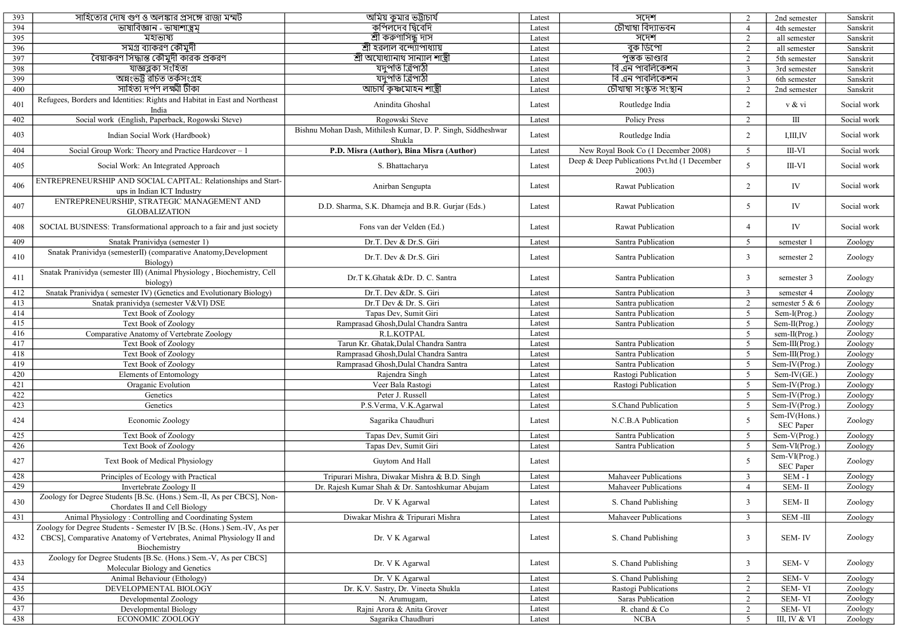| | | | | | | | |
|---|---|---|---|---|---|---|---|
| 393 | সাহিত্যের দোষ গুণ ও অলঙ্কার প্রসঙ্গে রাজা মম্মট | অমিয় কুমার ভট্টাচার্য | Latest | সদেশ | 2 | 2nd semester | Sanskrit |
| 394 | ভাষাবিজ্ঞান - ভাষাশাস্ত্রম্ | কপিলদেব দ্বিবেদি | Latest | চৌখাম্বা বিদ্যাভবন | 4 | 4th semester | Sanskrit |
| 395 | মহাভাষ্য | শ্রী করুণাসিন্ধু দাস | Latest | সদেশ | 2 | all semester | Sanskrit |
| 396 | সমগ্র ব্যাকরণ কৌমুদী | শ্রী হরলাল বন্দ্যোপাধ্যায় | Latest | বুক ডিপো | 2 | all semester | Sanskrit |
| 397 | বৈয়াকরণ সিদ্ধান্ত কৌমুদী কারক প্রকরণ | শ্রী অযোধ্যানাথ সান্যাল শাস্ত্রী | Latest | পুস্তক ভাণ্ডার | 2 | 5th semester | Sanskrit |
| 398 | যাজ্ঞবল্ক্য সংহিতা | যদুপতি ত্রিপাঠী | Latest | বি এন পাবলিকেশন | 3 | 3rd semester | Sanskrit |
| 399 | অন্নংভট্ট রচিত তর্কসংগ্রহ | যদুপতি ত্রিপাঠী | Latest | বি এন পাবলিকেশন | 3 | 6th semester | Sanskrit |
| 400 | সাহিত্য দর্পণ লক্ষ্মী টীকা | আচার্য কৃষ্ণমোহন শাস্ত্রী | Latest | চৌখাম্বা সংস্কৃত সংস্থান | 2 | 2nd semester | Sanskrit |
| 401 | Refugees, Borders and Identities: Rights and Habitat in East and Northeast India | Anindita Ghoshal | Latest | Routledge India | 2 | v & vi | Social work |
| 402 | Social work (English, Paperback, Rogowski Steve) | Rogowski Steve | Latest | Policy Press | 2 | III | Social work |
| 403 | Indian Social Work (Hardbook) | Bishnu Mohan Dash, Mithilesh Kumar, D. P. Singh, Siddheshwar Shukla | Latest | Routledge India | 2 | I,III,IV | Social work |
| 404 | Social Group Work: Theory and Practice Hardcover – 1 | **P.D. Misra (Author), Bina Misra (Author)** | Latest | New Royal Book Co (1 December 2008) | 5 | III-VI | Social work |
| 405 | Social Work: An Integrated Approach | S. Bhattacharya | Latest | Deep & Deep Publications Pvt.ltd (1 December 2003) | 5 | III-VI | Social work |
| 406 | ENTREPRENEURSHIP AND SOCIAL CAPITAL: Relationships and Start-ups in Indian ICT Industry | Anirban Sengupta | Latest | Rawat Publication | 2 | IV | Social work |
| 407 | ENTREPRENEURSHIP, STRATEGIC MANAGEMENT AND GLOBALIZATION | D.D. Sharma, S.K. Dhameja and B.R. Gurjar (Eds.) | Latest | Rawat Publication | 5 | IV | Social work |
| 408 | SOCIAL BUSINESS: Transformational approach to a fair and just society | Fons van der Velden (Ed.) | Latest | Rawat Publication | 4 | IV | Social work |
| 409 | Snatak Pranividya (semester 1) | Dr.T. Dev & Dr.S. Giri | Latest | Santra Publication | 5 | semester 1 | Zoology |
| 410 | Snatak Pranividya (semesterII) (comparative Anatomy,Development Biology) | Dr.T. Dev & Dr.S. Giri | Latest | Santra Publication | 3 | semester 2 | Zoology |
| 411 | Snatak Pranividya (semester III) (Animal Physiology , Biochemistry, Cell biology) | Dr.T K.Ghatak &Dr. D. C. Santra | Latest | Santra Publication | 3 | semester 3 | Zoology |
| 412 | Snatak Pranividya ( semester IV) (Genetics and Evolutionary Biology) | Dr.T. Dev &Dr. S. Giri | Latest | Santra Publication | 3 | semester 4 | Zoology |
| 413 | Snatak pranividya (semester V&VI) DSE | Dr.T Dev & Dr. S. Giri | Latest | Santra publication | 2 | semester 5 & 6 | Zoology |
| 414 | Text Book of Zoology | Tapas Dev, Sumit Giri | Latest | Santra Publication | 5 | Sem-I(Prog.) | Zoology |
| 415 | Text Book of Zoology | Ramprasad Ghosh,Dulal Chandra Santra | Latest | Santra Publication | 5 | Sem-II(Prog.) | Zoology |
| 416 | Comparative Anatomy of Vertebrate Zoology | R.L.KOTPAL | Latest | | 5 | sem-II(Prog.) | Zoology |
| 417 | Text Book of Zoology | Tarun Kr. Ghatak,Dulal Chandra Santra | Latest | Santra Publication | 5 | Sem-III(Prog.) | Zoology |
| 418 | Text Book of Zoology | Ramprasad Ghosh,Dulal Chandra Santra | Latest | Santra Publication | 5 | Sem-III(Prog.) | Zoology |
| 419 | Text Book of Zoology | Ramprasad Ghosh,Dulal Chandra Santra | Latest | Santra Publication | 5 | Sem-IV(Prog.) | Zoology |
| 420 | Elements of Entomology | Rajendra Singh | Latest | Rastogi Publication | 5 | Sem-IV(GE.) | Zoology |
| 421 | Oraganic Evolution | Veer Bala Rastogi | Latest | Rastogi Publication | 5 | Sem-IV(Prog.) | Zoology |
| 422 | Genetics | Peter J. Russell | Latest | | 5 | Sem-IV(Prog.) | Zoology |
| 423 | Genetics | P.S.Verma, V.K.Agarwal | Latest | S.Chand Publication | 5 | Sem-IV(Prog.) | Zoology |
| 424 | Economic Zoology | Sagarika Chaudhuri | Latest | N.C.B.A Publication | 5 | Sem-IV(Hons.) SEC Paper | Zoology |
| 425 | Text Book of Zoology | Tapas Dev, Sumit Giri | Latest | Santra Publication | 5 | Sem-V(Prog.) | Zoology |
| 426 | Text Book of Zoology | Tapas Dev, Sumit Giri | Latest | Santra Publication | 5 | Sem-VI(Prog.) | Zoology |
| 427 | Text Book of Medical Physiology | Guytom And Hall | Latest | | 5 | Sem-VI(Prog.) SEC Paper | Zoology |
| 428 | Principles of Ecology with Practical | Tripurari Mishra, Diwakar Mishra & B.D. Singh | Latest | Mahaveer Publications | 3 | SEM - I | Zoology |
| 429 | Invertebrate Zoology II | Dr. Rajesh Kumar Shah & Dr. Santoshkumar Abujam | Latest | Mahaveer Publications | 4 | SEM- II | Zoology |
| 430 | Zoology for Degree Students [B.Sc. (Hons.) Sem.-II, As per CBCS], Non-Chordates II and Cell Biology | Dr. V K Agarwal | Latest | S. Chand Publishing | 3 | SEM- II | Zoology |
| 431 | Animal Physiology : Controlling and Coordinating System | Diwakar Mishra & Tripurari Mishra | Latest | Mahaveer Publications | 3 | SEM -III | Zoology |
| 432 | Zoology for Degree Students - Semester IV [B.Sc. (Hons.) Sem.-IV, As per CBCS], Comparative Anatomy of Vertebrates, Animal Physiology II and Biochemistry | Dr. V K Agarwal | Latest | S. Chand Publishing | 3 | SEM- IV | Zoology |
| 433 | Zoology for Degree Students [B.Sc. (Hons.) Sem.-V, As per CBCS] Molecular Biology and Genetics | Dr. V K Agarwal | Latest | S. Chand Publishing | 3 | SEM- V | Zoology |
| 434 | Animal Behaviour (Ethology) | Dr. V K Agarwal | Latest | S. Chand Publishing | 2 | SEM- V | Zoology |
| 435 | DEVELOPMENTAL BIOLOGY | Dr. K.V. Sastry, Dr. Vineeta Shukla | Latest | Rastogi Publications | 2 | SEM- VI | Zoology |
| 436 | Developmental Zoology | N. Arumugam, | Latest | Saras Publication | 2 | SEM- VI | Zoology |
| 437 | Developmental Biology | Rajni Arora & Anita Grover | Latest | R. chand & Co | 2 | SEM- VI | Zoology |
| 438 | ECONOMIC ZOOLOGY | Sagarika Chaudhuri | Latest | NCBA | 5 | III, IV & VI | Zoology |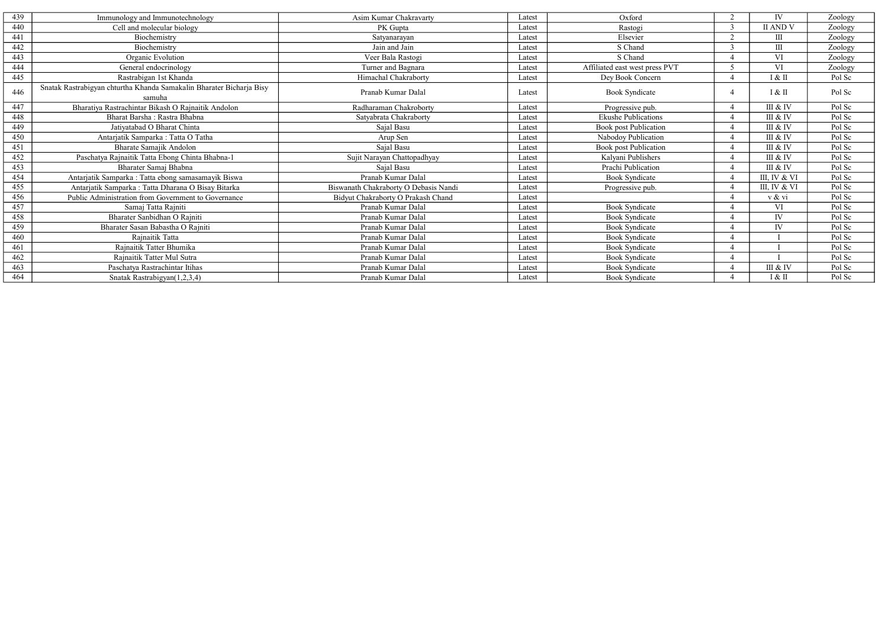| | | | | | | | |
|---|---|---|---|---|---|---|---|
| 439 | Immunology and Immunotechnology | Asim Kumar Chakravarty | Latest | Oxford | 2 | IV | Zoology |
| 440 | Cell and molecular biology | PK Gupta | Latest | Rastogi | 3 | II AND V | Zoology |
| 441 | Biochemistry | Satyanarayan | Latest | Elsevier | 2 | III | Zoology |
| 442 | Biochemistry | Jain and Jain | Latest | S Chand | 3 | III | Zoology |
| 443 | Organic Evolution | Veer Bala Rastogi | Latest | S Chand | 4 | VI | Zoology |
| 444 | General endocrinology | Turner and Bagnara | Latest | Affiliated east west press PVT | 5 | VI | Zoology |
| 445 | Rastrabigan 1st Khanda | Himachal Chakraborty | Latest | Dey Book Concern | 4 | I & II | Pol Sc |
| 446 | Snatak Rastrabigyan chturtha Khanda Samakalin Bharater Bicharja Bisy samuha | Pranab Kumar Dalal | Latest | Book Syndicate | 4 | I & II | Pol Sc |
| 447 | Bharatiya Rastrachintar Bikash O Rajnaitik Andolon | Radharaman Chakroborty | Latest | Progressive pub. | 4 | III & IV | Pol Sc |
| 448 | Bharat Barsha : Rastra Bhabna | Satyabrata Chakraborty | Latest | Ekushe Publications | 4 | III & IV | Pol Sc |
| 449 | Jatiyatabad O Bharat Chinta | Sajal Basu | Latest | Book post Publication | 4 | III & IV | Pol Sc |
| 450 | Antarjatik Samparka : Tatta O Tatha | Arup Sen | Latest | Nabodoy Publication | 4 | III & IV | Pol Sc |
| 451 | Bharate Samajik Andolon | Sajal Basu | Latest | Book post Publication | 4 | III & IV | Pol Sc |
| 452 | Paschatya Rajnaitik Tatta Ebong Chinta Bhabna-1 | Sujit Narayan Chattopadhyay | Latest | Kalyani Publishers | 4 | III & IV | Pol Sc |
| 453 | Bharater Samaj Bhabna | Sajal Basu | Latest | Prachi Publication | 4 | III & IV | Pol Sc |
| 454 | Antarjatik Samparka : Tatta ebong samasamayik Biswa | Pranab Kumar Dalal | Latest | Book Syndicate | 4 | III, IV & VI | Pol Sc |
| 455 | Antarjatik Samparka : Tatta Dharana O Bisay Bitarka | Biswanath Chakraborty O Debasis Nandi | Latest | Progressive pub. | 4 | III, IV & VI | Pol Sc |
| 456 | Public Administration from Government to Governance | Bidyut Chakraborty O Prakash Chand | Latest | | 4 | v & vi | Pol Sc |
| 457 | Samaj Tatta Rajniti | Pranab Kumar Dalal | Latest | Book Syndicate | 4 | VI | Pol Sc |
| 458 | Bharater Sanbidhan O Rajniti | Pranab Kumar Dalal | Latest | Book Syndicate | 4 | IV | Pol Sc |
| 459 | Bharater Sasan Babastha O Rajniti | Pranab Kumar Dalal | Latest | Book Syndicate | 4 | IV | Pol Sc |
| 460 | Rajnaitik Tatta | Pranab Kumar Dalal | Latest | Book Syndicate | 4 | I | Pol Sc |
| 461 | Rajnaitik Tatter Bhumika | Pranab Kumar Dalal | Latest | Book Syndicate | 4 | I | Pol Sc |
| 462 | Rajnaitik Tatter Mul Sutra | Pranab Kumar Dalal | Latest | Book Syndicate | 4 | I | Pol Sc |
| 463 | Paschatya Rastrachintar Itihas | Pranab Kumar Dalal | Latest | Book Syndicate | 4 | III & IV | Pol Sc |
| 464 | Snatak Rastrabigyan(1,2,3,4) | Pranab Kumar Dalal | Latest | Book Syndicate | 4 | I & II | Pol Sc |